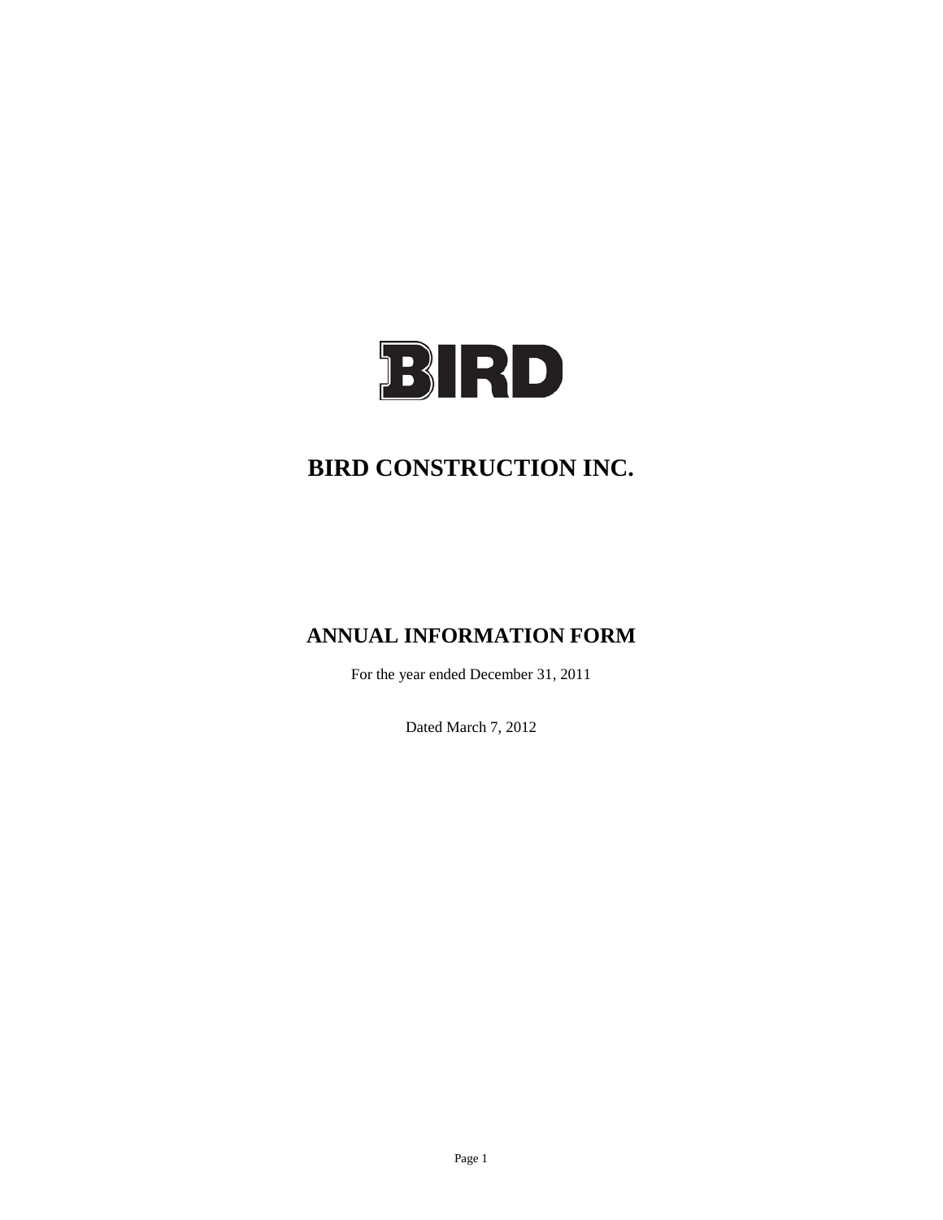BIRD

# BIRD CONSTRUCTION INC.

## ANNUAL INFORMATION FORM

For the year ended December 31, 2011

Dated March 7, 2012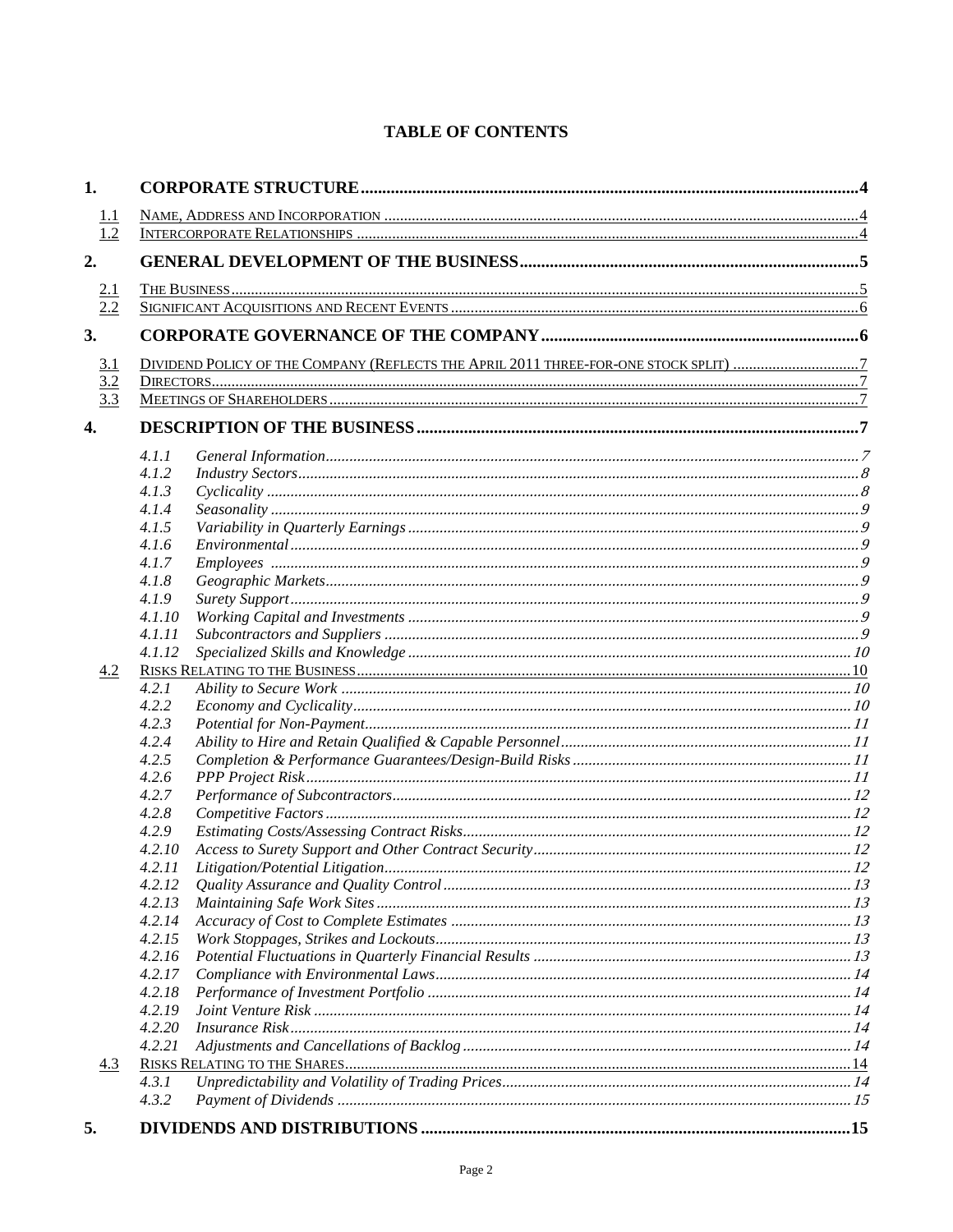# TABLE OF CONTENTS

| | | |
|---|---|---|
| **1.** | **CORPORATE STRUCTURE** | **4** |
| 1.1 | NAME, ADDRESS AND INCORPORATION | 4 |
| 1.2 | INTERCORPORATE RELATIONSHIPS | 4 |
| **2.** | **GENERAL DEVELOPMENT OF THE BUSINESS** | **5** |
| 2.1 | THE BUSINESS | 5 |
| 2.2 | SIGNIFICANT ACQUISITIONS AND RECENT EVENTS | 6 |
| **3.** | **CORPORATE GOVERNANCE OF THE COMPANY** | **6** |
| 3.1 | DIVIDEND POLICY OF THE COMPANY (REFLECTS THE APRIL 2011 THREE-FOR-ONE STOCK SPLIT) | 7 |
| 3.2 | DIRECTORS | 7 |
| 3.3 | MEETINGS OF SHAREHOLDERS | 7 |
| **4.** | **DESCRIPTION OF THE BUSINESS** | **7** |
| | *4.1.1 General Information* | *7* |
| | *4.1.2 Industry Sectors* | *8* |
| | *4.1.3 Cyclicality* | *8* |
| | *4.1.4 Seasonality* | *9* |
| | *4.1.5 Variability in Quarterly Earnings* | *9* |
| | *4.1.6 Environmental* | *9* |
| | *4.1.7 Employees* | *9* |
| | *4.1.8 Geographic Markets* | *9* |
| | *4.1.9 Surety Support* | *9* |
| | *4.1.10 Working Capital and Investments* | *9* |
| | *4.1.11 Subcontractors and Suppliers* | *9* |
| | *4.1.12 Specialized Skills and Knowledge* | *10* |
| 4.2 | RISKS RELATING TO THE BUSINESS | 10 |
| | *4.2.1 Ability to Secure Work* | *10* |
| | *4.2.2 Economy and Cyclicality* | *10* |
| | *4.2.3 Potential for Non-Payment* | *11* |
| | *4.2.4 Ability to Hire and Retain Qualified & Capable Personnel* | *11* |
| | *4.2.5 Completion & Performance Guarantees/Design-Build Risks* | *11* |
| | *4.2.6 PPP Project Risk* | *11* |
| | *4.2.7 Performance of Subcontractors* | *12* |
| | *4.2.8 Competitive Factors* | *12* |
| | *4.2.9 Estimating Costs/Assessing Contract Risks* | *12* |
| | *4.2.10 Access to Surety Support and Other Contract Security* | *12* |
| | *4.2.11 Litigation/Potential Litigation* | *12* |
| | *4.2.12 Quality Assurance and Quality Control* | *13* |
| | *4.2.13 Maintaining Safe Work Sites* | *13* |
| | *4.2.14 Accuracy of Cost to Complete Estimates* | *13* |
| | *4.2.15 Work Stoppages, Strikes and Lockouts* | *13* |
| | *4.2.16 Potential Fluctuations in Quarterly Financial Results* | *13* |
| | *4.2.17 Compliance with Environmental Laws* | *14* |
| | *4.2.18 Performance of Investment Portfolio* | *14* |
| | *4.2.19 Joint Venture Risk* | *14* |
| | *4.2.20 Insurance Risk* | *14* |
| | *4.2.21 Adjustments and Cancellations of Backlog* | *14* |
| 4.3 | RISKS RELATING TO THE SHARES | 14 |
| | *4.3.1 Unpredictability and Volatility of Trading Prices* | *14* |
| | *4.3.2 Payment of Dividends* | *15* |
| **5.** | **DIVIDENDS AND DISTRIBUTIONS** | **15** |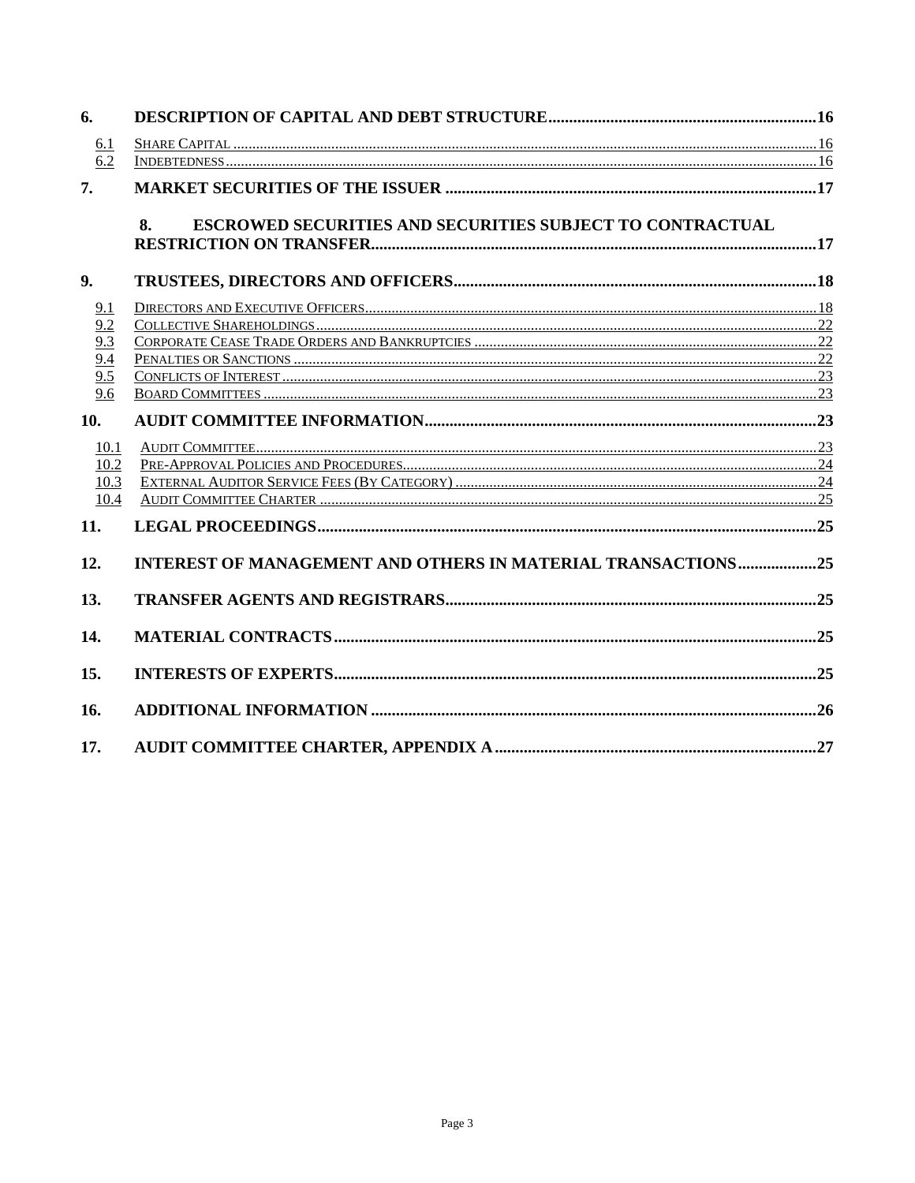| | | |
|---|---|---|
| **6.** | **DESCRIPTION OF CAPITAL AND DEBT STRUCTURE** | **16** |
| 6.1 | SHARE CAPITAL | 16 |
| 6.2 | INDEBTEDNESS | 16 |
| **7.** | **MARKET SECURITIES OF THE ISSUER** | **17** |
| **8.** | **ESCROWED SECURITIES AND SECURITIES SUBJECT TO CONTRACTUAL RESTRICTION ON TRANSFER** | **17** |
| **9.** | **TRUSTEES, DIRECTORS AND OFFICERS** | **18** |
| 9.1 | DIRECTORS AND EXECUTIVE OFFICERS | 18 |
| 9.2 | COLLECTIVE SHAREHOLDINGS | 22 |
| 9.3 | CORPORATE CEASE TRADE ORDERS AND BANKRUPTCIES | 22 |
| 9.4 | PENALTIES OR SANCTIONS | 22 |
| 9.5 | CONFLICTS OF INTEREST | 23 |
| 9.6 | BOARD COMMITTEES | 23 |
| **10.** | **AUDIT COMMITTEE INFORMATION** | **23** |
| 10.1 | AUDIT COMMITTEE | 23 |
| 10.2 | PRE-APPROVAL POLICIES AND PROCEDURES | 24 |
| 10.3 | EXTERNAL AUDITOR SERVICE FEES (BY CATEGORY) | 24 |
| 10.4 | AUDIT COMMITTEE CHARTER | 25 |
| **11.** | **LEGAL PROCEEDINGS** | **25** |
| **12.** | **INTEREST OF MANAGEMENT AND OTHERS IN MATERIAL TRANSACTIONS** | **25** |
| **13.** | **TRANSFER AGENTS AND REGISTRARS** | **25** |
| **14.** | **MATERIAL CONTRACTS** | **25** |
| **15.** | **INTERESTS OF EXPERTS** | **25** |
| **16.** | **ADDITIONAL INFORMATION** | **26** |
| **17.** | **AUDIT COMMITTEE CHARTER, APPENDIX A** | **27** |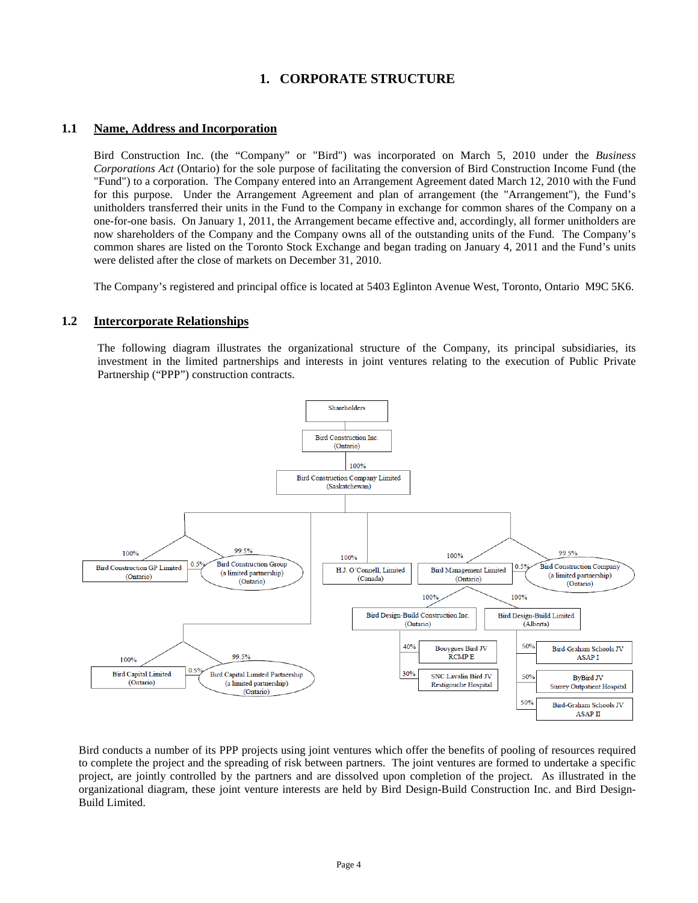# 1. CORPORATE STRUCTURE

## 1.1 Name, Address and Incorporation

Bird Construction Inc. (the "Company" or "Bird") was incorporated on March 5, 2010 under the *Business Corporations Act* (Ontario) for the sole purpose of facilitating the conversion of Bird Construction Income Fund (the "Fund") to a corporation. The Company entered into an Arrangement Agreement dated March 12, 2010 with the Fund for this purpose. Under the Arrangement Agreement and plan of arrangement (the "Arrangement"), the Fund's unitholders transferred their units in the Fund to the Company in exchange for common shares of the Company on a one-for-one basis. On January 1, 2011, the Arrangement became effective and, accordingly, all former unitholders are now shareholders of the Company and the Company owns all of the outstanding units of the Fund. The Company's common shares are listed on the Toronto Stock Exchange and began trading on January 4, 2011 and the Fund's units were delisted after the close of markets on December 31, 2010.

The Company's registered and principal office is located at 5403 Eglinton Avenue West, Toronto, Ontario M9C 5K6.

## 1.2 Intercorporate Relationships

The following diagram illustrates the organizational structure of the Company, its principal subsidiaries, its investment in the limited partnerships and interests in joint ventures relating to the execution of Public Private Partnership ("PPP") construction contracts.

Shareholders

Bird Construction Inc. (Ontario)

100%

Bird Construction Company Limited (Saskatchewan)

100% Bird Construction GP Limited (Ontario)

0.5%

99.5% Bird Construction Group (a limited partnership) (Ontario)

100% H.J. O'Connell, Limited (Canada)

100% Bird Management Limited (Ontario)

0.5%

99.5% Bird Construction Company (a limited partnership) (Ontario)

100% Bird Design-Build Construction Inc. (Ontario)

100% Bird Design-Build Limited (Alberta)

100% Bird Capital Limited (Ontario)

0.5%

99.5% Bird Capital Limited Partnership (a limited partnership) (Ontario)

40% Bouygues Bird JV RCMP E

30% SNC Lavalin Bird JV Restigouche Hospital

50% Bird-Graham Schools JV ASAP I

50% ByBird JV Surrey Outpatient Hospital

50% Bird-Graham Schools JV ASAP II

Bird conducts a number of its PPP projects using joint ventures which offer the benefits of pooling of resources required to complete the project and the spreading of risk between partners. The joint ventures are formed to undertake a specific project, are jointly controlled by the partners and are dissolved upon completion of the project. As illustrated in the organizational diagram, these joint venture interests are held by Bird Design-Build Construction Inc. and Bird Design-Build Limited.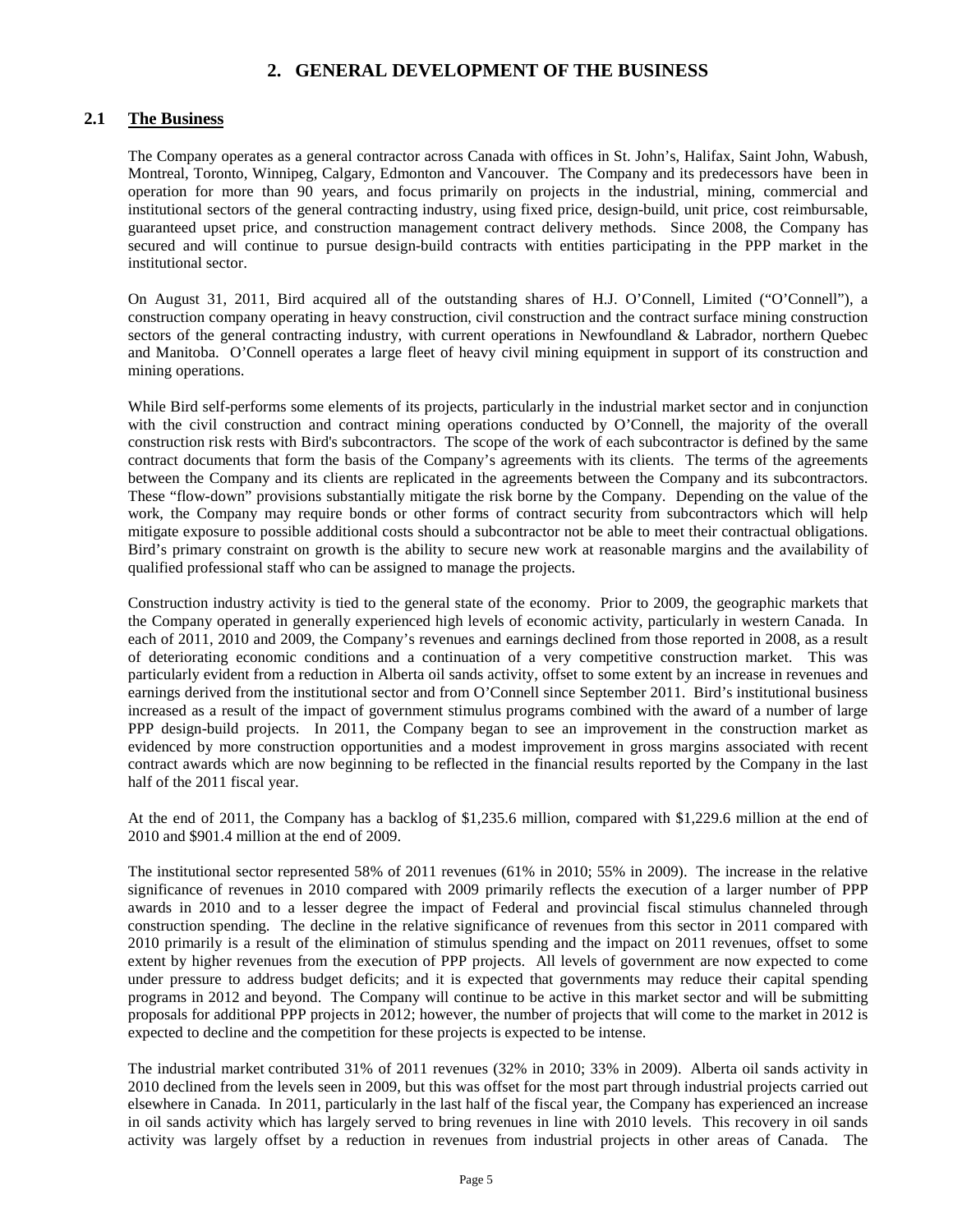# 2. GENERAL DEVELOPMENT OF THE BUSINESS

## 2.1 The Business

The Company operates as a general contractor across Canada with offices in St. John's, Halifax, Saint John, Wabush, Montreal, Toronto, Winnipeg, Calgary, Edmonton and Vancouver. The Company and its predecessors have been in operation for more than 90 years, and focus primarily on projects in the industrial, mining, commercial and institutional sectors of the general contracting industry, using fixed price, design-build, unit price, cost reimbursable, guaranteed upset price, and construction management contract delivery methods. Since 2008, the Company has secured and will continue to pursue design-build contracts with entities participating in the PPP market in the institutional sector.

On August 31, 2011, Bird acquired all of the outstanding shares of H.J. O'Connell, Limited ("O'Connell"), a construction company operating in heavy construction, civil construction and the contract surface mining construction sectors of the general contracting industry, with current operations in Newfoundland & Labrador, northern Quebec and Manitoba. O'Connell operates a large fleet of heavy civil mining equipment in support of its construction and mining operations.

While Bird self-performs some elements of its projects, particularly in the industrial market sector and in conjunction with the civil construction and contract mining operations conducted by O'Connell, the majority of the overall construction risk rests with Bird's subcontractors. The scope of the work of each subcontractor is defined by the same contract documents that form the basis of the Company's agreements with its clients. The terms of the agreements between the Company and its clients are replicated in the agreements between the Company and its subcontractors. These "flow-down" provisions substantially mitigate the risk borne by the Company. Depending on the value of the work, the Company may require bonds or other forms of contract security from subcontractors which will help mitigate exposure to possible additional costs should a subcontractor not be able to meet their contractual obligations. Bird's primary constraint on growth is the ability to secure new work at reasonable margins and the availability of qualified professional staff who can be assigned to manage the projects.

Construction industry activity is tied to the general state of the economy. Prior to 2009, the geographic markets that the Company operated in generally experienced high levels of economic activity, particularly in western Canada. In each of 2011, 2010 and 2009, the Company's revenues and earnings declined from those reported in 2008, as a result of deteriorating economic conditions and a continuation of a very competitive construction market. This was particularly evident from a reduction in Alberta oil sands activity, offset to some extent by an increase in revenues and earnings derived from the institutional sector and from O'Connell since September 2011. Bird's institutional business increased as a result of the impact of government stimulus programs combined with the award of a number of large PPP design-build projects. In 2011, the Company began to see an improvement in the construction market as evidenced by more construction opportunities and a modest improvement in gross margins associated with recent contract awards which are now beginning to be reflected in the financial results reported by the Company in the last half of the 2011 fiscal year.

At the end of 2011, the Company has a backlog of $1,235.6 million, compared with $1,229.6 million at the end of 2010 and $901.4 million at the end of 2009.

The institutional sector represented 58% of 2011 revenues (61% in 2010; 55% in 2009). The increase in the relative significance of revenues in 2010 compared with 2009 primarily reflects the execution of a larger number of PPP awards in 2010 and to a lesser degree the impact of Federal and provincial fiscal stimulus channeled through construction spending. The decline in the relative significance of revenues from this sector in 2011 compared with 2010 primarily is a result of the elimination of stimulus spending and the impact on 2011 revenues, offset to some extent by higher revenues from the execution of PPP projects. All levels of government are now expected to come under pressure to address budget deficits; and it is expected that governments may reduce their capital spending programs in 2012 and beyond. The Company will continue to be active in this market sector and will be submitting proposals for additional PPP projects in 2012; however, the number of projects that will come to the market in 2012 is expected to decline and the competition for these projects is expected to be intense.

The industrial market contributed 31% of 2011 revenues (32% in 2010; 33% in 2009). Alberta oil sands activity in 2010 declined from the levels seen in 2009, but this was offset for the most part through industrial projects carried out elsewhere in Canada. In 2011, particularly in the last half of the fiscal year, the Company has experienced an increase in oil sands activity which has largely served to bring revenues in line with 2010 levels. This recovery in oil sands activity was largely offset by a reduction in revenues from industrial projects in other areas of Canada. The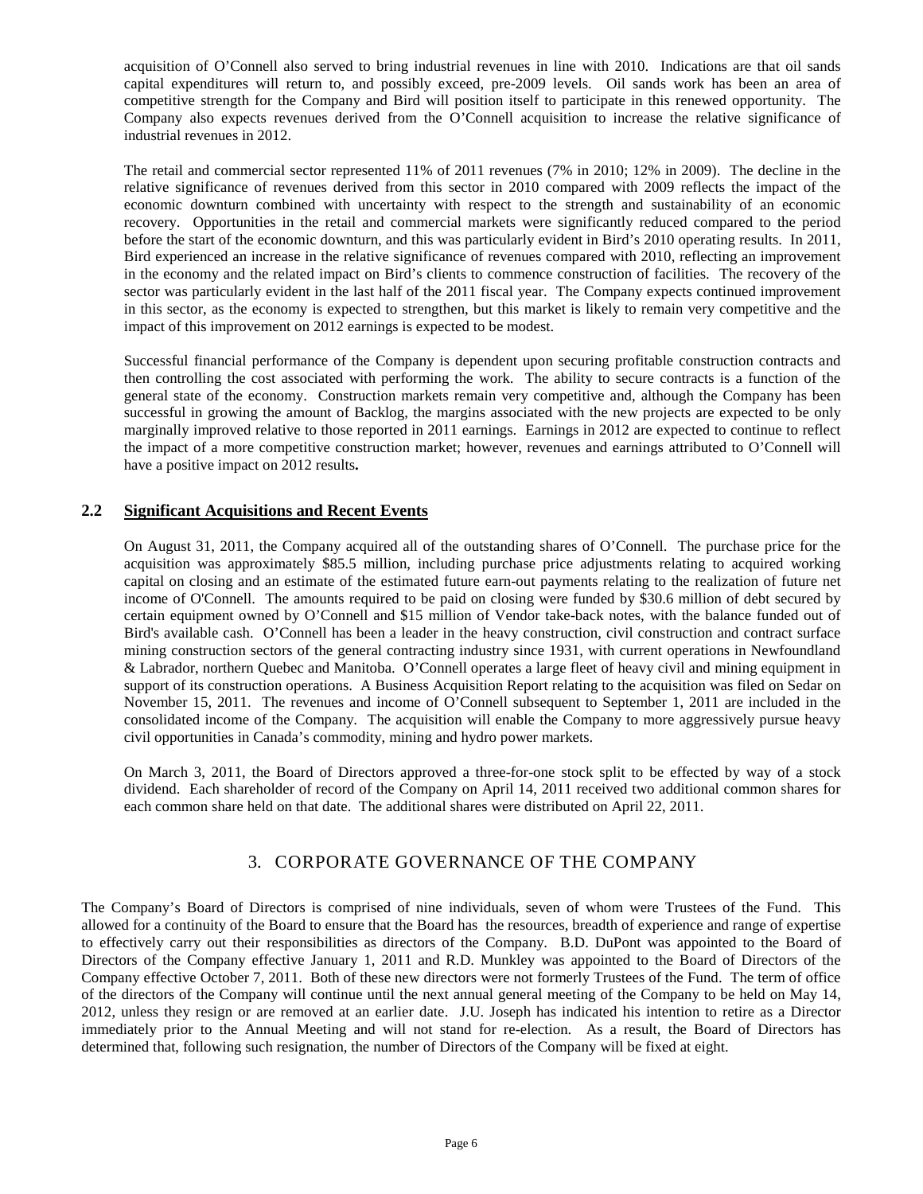acquisition of O'Connell also served to bring industrial revenues in line with 2010. Indications are that oil sands capital expenditures will return to, and possibly exceed, pre-2009 levels. Oil sands work has been an area of competitive strength for the Company and Bird will position itself to participate in this renewed opportunity. The Company also expects revenues derived from the O'Connell acquisition to increase the relative significance of industrial revenues in 2012.

The retail and commercial sector represented 11% of 2011 revenues (7% in 2010; 12% in 2009). The decline in the relative significance of revenues derived from this sector in 2010 compared with 2009 reflects the impact of the economic downturn combined with uncertainty with respect to the strength and sustainability of an economic recovery. Opportunities in the retail and commercial markets were significantly reduced compared to the period before the start of the economic downturn, and this was particularly evident in Bird's 2010 operating results. In 2011, Bird experienced an increase in the relative significance of revenues compared with 2010, reflecting an improvement in the economy and the related impact on Bird's clients to commence construction of facilities. The recovery of the sector was particularly evident in the last half of the 2011 fiscal year. The Company expects continued improvement in this sector, as the economy is expected to strengthen, but this market is likely to remain very competitive and the impact of this improvement on 2012 earnings is expected to be modest.

Successful financial performance of the Company is dependent upon securing profitable construction contracts and then controlling the cost associated with performing the work. The ability to secure contracts is a function of the general state of the economy. Construction markets remain very competitive and, although the Company has been successful in growing the amount of Backlog, the margins associated with the new projects are expected to be only marginally improved relative to those reported in 2011 earnings. Earnings in 2012 are expected to continue to reflect the impact of a more competitive construction market; however, revenues and earnings attributed to O'Connell will have a positive impact on 2012 results**.**

### 2.2 Significant Acquisitions and Recent Events

On August 31, 2011, the Company acquired all of the outstanding shares of O'Connell. The purchase price for the acquisition was approximately \$85.5 million, including purchase price adjustments relating to acquired working capital on closing and an estimate of the estimated future earn-out payments relating to the realization of future net income of O'Connell. The amounts required to be paid on closing were funded by \$30.6 million of debt secured by certain equipment owned by O'Connell and \$15 million of Vendor take-back notes, with the balance funded out of Bird's available cash. O'Connell has been a leader in the heavy construction, civil construction and contract surface mining construction sectors of the general contracting industry since 1931, with current operations in Newfoundland & Labrador, northern Quebec and Manitoba. O'Connell operates a large fleet of heavy civil and mining equipment in support of its construction operations. A Business Acquisition Report relating to the acquisition was filed on Sedar on November 15, 2011. The revenues and income of O'Connell subsequent to September 1, 2011 are included in the consolidated income of the Company. The acquisition will enable the Company to more aggressively pursue heavy civil opportunities in Canada's commodity, mining and hydro power markets.

On March 3, 2011, the Board of Directors approved a three-for-one stock split to be effected by way of a stock dividend. Each shareholder of record of the Company on April 14, 2011 received two additional common shares for each common share held on that date. The additional shares were distributed on April 22, 2011.

## 3. CORPORATE GOVERNANCE OF THE COMPANY

The Company's Board of Directors is comprised of nine individuals, seven of whom were Trustees of the Fund. This allowed for a continuity of the Board to ensure that the Board has the resources, breadth of experience and range of expertise to effectively carry out their responsibilities as directors of the Company. B.D. DuPont was appointed to the Board of Directors of the Company effective January 1, 2011 and R.D. Munkley was appointed to the Board of Directors of the Company effective October 7, 2011. Both of these new directors were not formerly Trustees of the Fund. The term of office of the directors of the Company will continue until the next annual general meeting of the Company to be held on May 14, 2012, unless they resign or are removed at an earlier date. J.U. Joseph has indicated his intention to retire as a Director immediately prior to the Annual Meeting and will not stand for re-election. As a result, the Board of Directors has determined that, following such resignation, the number of Directors of the Company will be fixed at eight.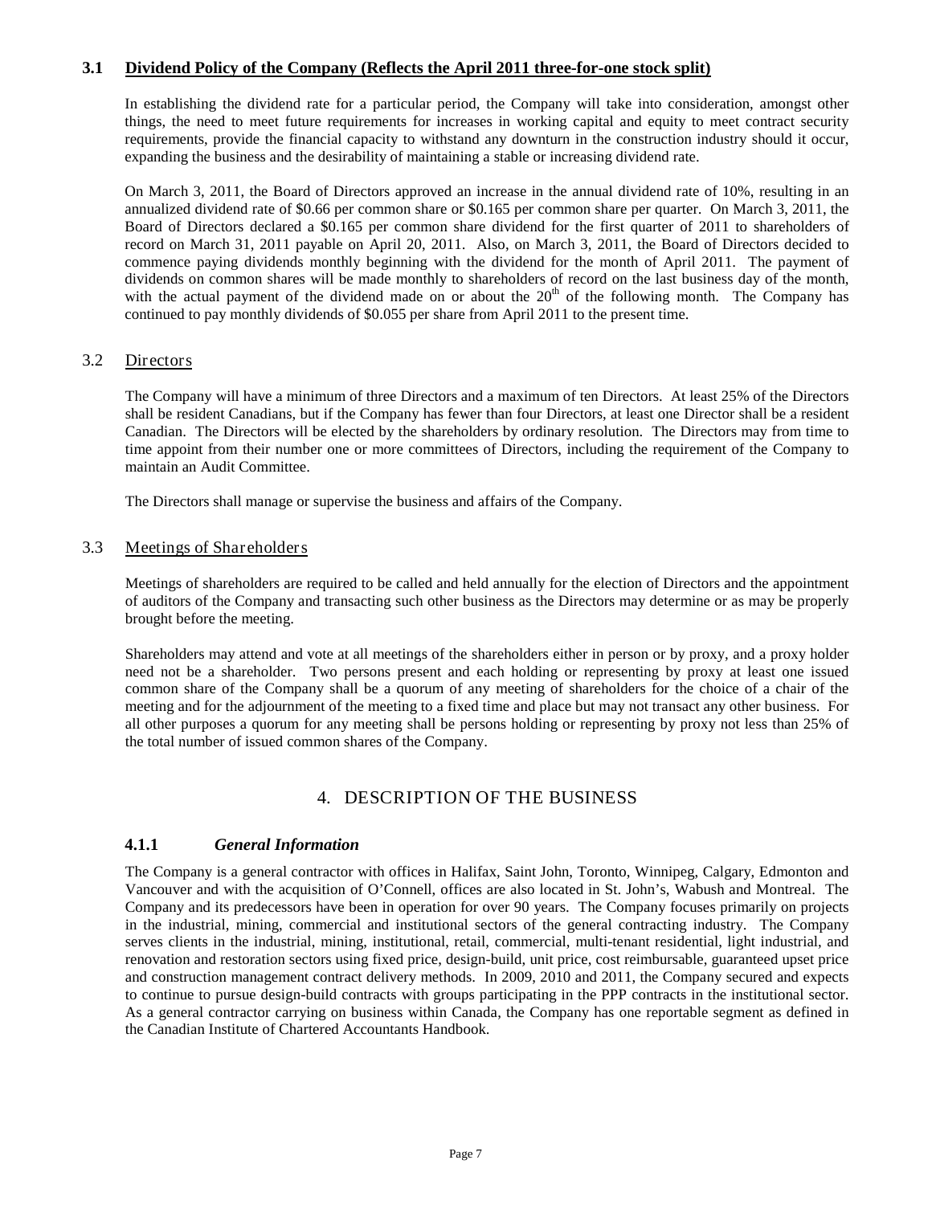### 3.1 Dividend Policy of the Company (Reflects the April 2011 three-for-one stock split)

In establishing the dividend rate for a particular period, the Company will take into consideration, amongst other things, the need to meet future requirements for increases in working capital and equity to meet contract security requirements, provide the financial capacity to withstand any downturn in the construction industry should it occur, expanding the business and the desirability of maintaining a stable or increasing dividend rate.

On March 3, 2011, the Board of Directors approved an increase in the annual dividend rate of 10%, resulting in an annualized dividend rate of $0.66 per common share or $0.165 per common share per quarter. On March 3, 2011, the Board of Directors declared a $0.165 per common share dividend for the first quarter of 2011 to shareholders of record on March 31, 2011 payable on April 20, 2011. Also, on March 3, 2011, the Board of Directors decided to commence paying dividends monthly beginning with the dividend for the month of April 2011. The payment of dividends on common shares will be made monthly to shareholders of record on the last business day of the month, with the actual payment of the dividend made on or about the 20th of the following month. The Company has continued to pay monthly dividends of $0.055 per share from April 2011 to the present time.

### 3.2 Directors

The Company will have a minimum of three Directors and a maximum of ten Directors. At least 25% of the Directors shall be resident Canadians, but if the Company has fewer than four Directors, at least one Director shall be a resident Canadian. The Directors will be elected by the shareholders by ordinary resolution. The Directors may from time to time appoint from their number one or more committees of Directors, including the requirement of the Company to maintain an Audit Committee.

The Directors shall manage or supervise the business and affairs of the Company.

### 3.3 Meetings of Shareholders

Meetings of shareholders are required to be called and held annually for the election of Directors and the appointment of auditors of the Company and transacting such other business as the Directors may determine or as may be properly brought before the meeting.

Shareholders may attend and vote at all meetings of the shareholders either in person or by proxy, and a proxy holder need not be a shareholder. Two persons present and each holding or representing by proxy at least one issued common share of the Company shall be a quorum of any meeting of shareholders for the choice of a chair of the meeting and for the adjournment of the meeting to a fixed time and place but may not transact any other business. For all other purposes a quorum for any meeting shall be persons holding or representing by proxy not less than 25% of the total number of issued common shares of the Company.

## 4. DESCRIPTION OF THE BUSINESS

### 4.1.1 *General Information*

The Company is a general contractor with offices in Halifax, Saint John, Toronto, Winnipeg, Calgary, Edmonton and Vancouver and with the acquisition of O'Connell, offices are also located in St. John's, Wabush and Montreal. The Company and its predecessors have been in operation for over 90 years. The Company focuses primarily on projects in the industrial, mining, commercial and institutional sectors of the general contracting industry. The Company serves clients in the industrial, mining, institutional, retail, commercial, multi-tenant residential, light industrial, and renovation and restoration sectors using fixed price, design-build, unit price, cost reimbursable, guaranteed upset price and construction management contract delivery methods. In 2009, 2010 and 2011, the Company secured and expects to continue to pursue design-build contracts with groups participating in the PPP contracts in the institutional sector. As a general contractor carrying on business within Canada, the Company has one reportable segment as defined in the Canadian Institute of Chartered Accountants Handbook.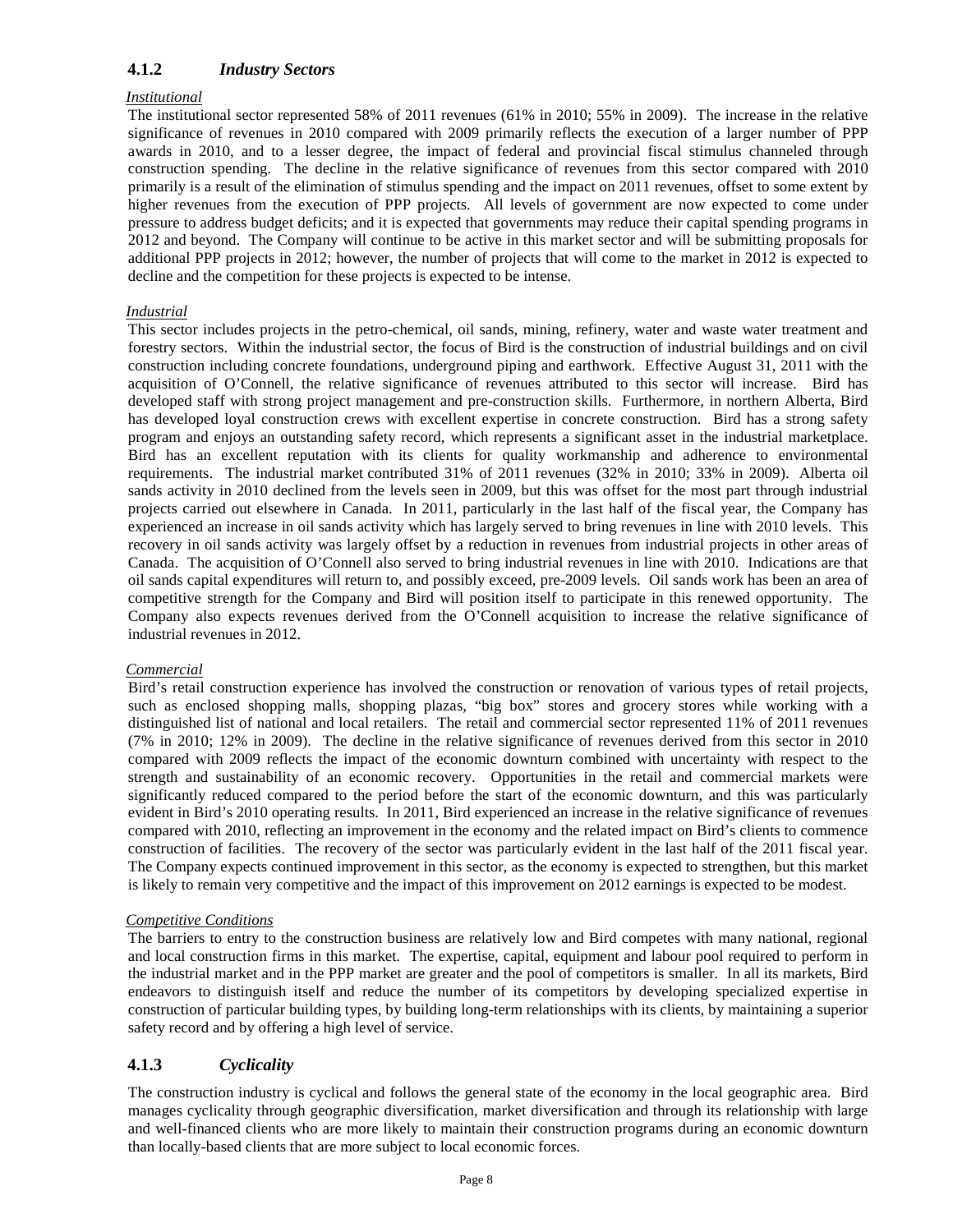### 4.1.2 *Industry Sectors*

*Institutional*

The institutional sector represented 58% of 2011 revenues (61% in 2010; 55% in 2009). The increase in the relative significance of revenues in 2010 compared with 2009 primarily reflects the execution of a larger number of PPP awards in 2010, and to a lesser degree, the impact of federal and provincial fiscal stimulus channeled through construction spending. The decline in the relative significance of revenues from this sector compared with 2010 primarily is a result of the elimination of stimulus spending and the impact on 2011 revenues, offset to some extent by higher revenues from the execution of PPP projects. All levels of government are now expected to come under pressure to address budget deficits; and it is expected that governments may reduce their capital spending programs in 2012 and beyond. The Company will continue to be active in this market sector and will be submitting proposals for additional PPP projects in 2012; however, the number of projects that will come to the market in 2012 is expected to decline and the competition for these projects is expected to be intense.

*Industrial*

This sector includes projects in the petro-chemical, oil sands, mining, refinery, water and waste water treatment and forestry sectors. Within the industrial sector, the focus of Bird is the construction of industrial buildings and on civil construction including concrete foundations, underground piping and earthwork. Effective August 31, 2011 with the acquisition of O'Connell, the relative significance of revenues attributed to this sector will increase. Bird has developed staff with strong project management and pre-construction skills. Furthermore, in northern Alberta, Bird has developed loyal construction crews with excellent expertise in concrete construction. Bird has a strong safety program and enjoys an outstanding safety record, which represents a significant asset in the industrial marketplace. Bird has an excellent reputation with its clients for quality workmanship and adherence to environmental requirements. The industrial market contributed 31% of 2011 revenues (32% in 2010; 33% in 2009). Alberta oil sands activity in 2010 declined from the levels seen in 2009, but this was offset for the most part through industrial projects carried out elsewhere in Canada. In 2011, particularly in the last half of the fiscal year, the Company has experienced an increase in oil sands activity which has largely served to bring revenues in line with 2010 levels. This recovery in oil sands activity was largely offset by a reduction in revenues from industrial projects in other areas of Canada. The acquisition of O'Connell also served to bring industrial revenues in line with 2010. Indications are that oil sands capital expenditures will return to, and possibly exceed, pre-2009 levels. Oil sands work has been an area of competitive strength for the Company and Bird will position itself to participate in this renewed opportunity. The Company also expects revenues derived from the O'Connell acquisition to increase the relative significance of industrial revenues in 2012.

*Commercial*

Bird's retail construction experience has involved the construction or renovation of various types of retail projects, such as enclosed shopping malls, shopping plazas, "big box" stores and grocery stores while working with a distinguished list of national and local retailers. The retail and commercial sector represented 11% of 2011 revenues (7% in 2010; 12% in 2009). The decline in the relative significance of revenues derived from this sector in 2010 compared with 2009 reflects the impact of the economic downturn combined with uncertainty with respect to the strength and sustainability of an economic recovery. Opportunities in the retail and commercial markets were significantly reduced compared to the period before the start of the economic downturn, and this was particularly evident in Bird's 2010 operating results. In 2011, Bird experienced an increase in the relative significance of revenues compared with 2010, reflecting an improvement in the economy and the related impact on Bird's clients to commence construction of facilities. The recovery of the sector was particularly evident in the last half of the 2011 fiscal year. The Company expects continued improvement in this sector, as the economy is expected to strengthen, but this market is likely to remain very competitive and the impact of this improvement on 2012 earnings is expected to be modest.

*Competitive Conditions*

The barriers to entry to the construction business are relatively low and Bird competes with many national, regional and local construction firms in this market. The expertise, capital, equipment and labour pool required to perform in the industrial market and in the PPP market are greater and the pool of competitors is smaller. In all its markets, Bird endeavors to distinguish itself and reduce the number of its competitors by developing specialized expertise in construction of particular building types, by building long-term relationships with its clients, by maintaining a superior safety record and by offering a high level of service.

### 4.1.3 *Cyclicality*

The construction industry is cyclical and follows the general state of the economy in the local geographic area. Bird manages cyclicality through geographic diversification, market diversification and through its relationship with large and well-financed clients who are more likely to maintain their construction programs during an economic downturn than locally-based clients that are more subject to local economic forces.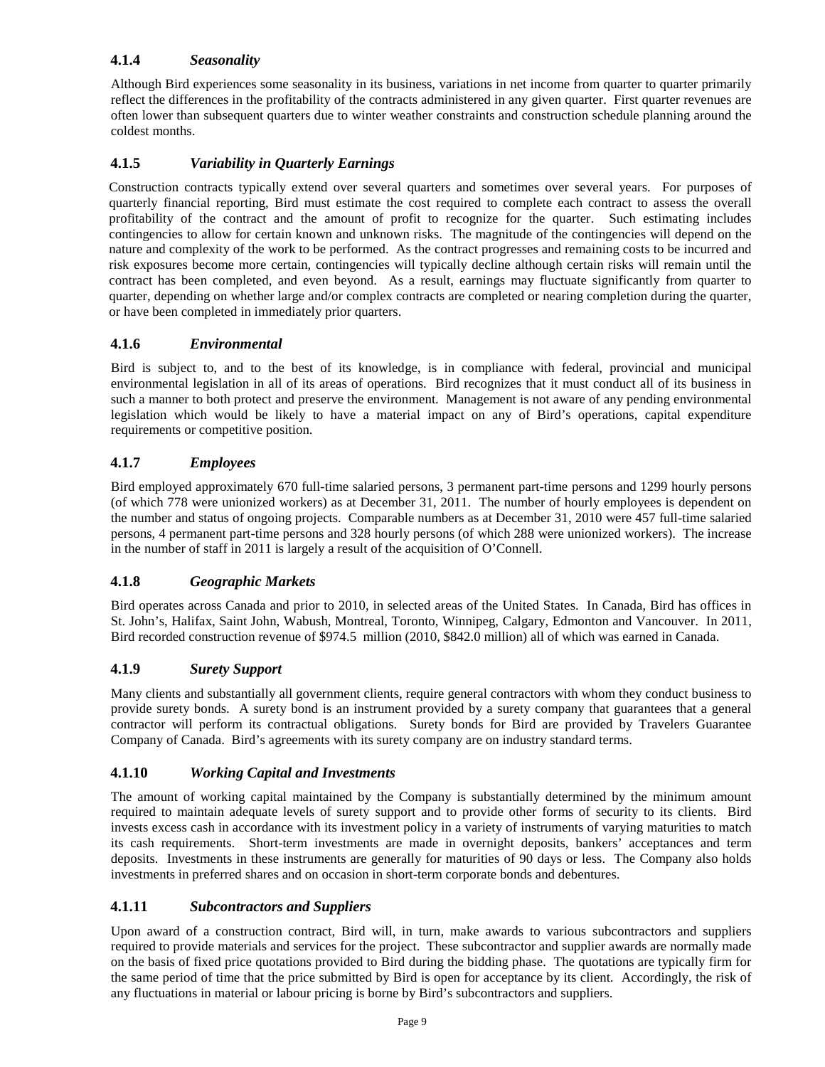### 4.1.4 *Seasonality*

Although Bird experiences some seasonality in its business, variations in net income from quarter to quarter primarily reflect the differences in the profitability of the contracts administered in any given quarter. First quarter revenues are often lower than subsequent quarters due to winter weather constraints and construction schedule planning around the coldest months.

### 4.1.5 *Variability in Quarterly Earnings*

Construction contracts typically extend over several quarters and sometimes over several years. For purposes of quarterly financial reporting, Bird must estimate the cost required to complete each contract to assess the overall profitability of the contract and the amount of profit to recognize for the quarter. Such estimating includes contingencies to allow for certain known and unknown risks. The magnitude of the contingencies will depend on the nature and complexity of the work to be performed. As the contract progresses and remaining costs to be incurred and risk exposures become more certain, contingencies will typically decline although certain risks will remain until the contract has been completed, and even beyond. As a result, earnings may fluctuate significantly from quarter to quarter, depending on whether large and/or complex contracts are completed or nearing completion during the quarter, or have been completed in immediately prior quarters.

### 4.1.6 *Environmental*

Bird is subject to, and to the best of its knowledge, is in compliance with federal, provincial and municipal environmental legislation in all of its areas of operations. Bird recognizes that it must conduct all of its business in such a manner to both protect and preserve the environment. Management is not aware of any pending environmental legislation which would be likely to have a material impact on any of Bird's operations, capital expenditure requirements or competitive position.

### 4.1.7 *Employees*

Bird employed approximately 670 full-time salaried persons, 3 permanent part-time persons and 1299 hourly persons (of which 778 were unionized workers) as at December 31, 2011. The number of hourly employees is dependent on the number and status of ongoing projects. Comparable numbers as at December 31, 2010 were 457 full-time salaried persons, 4 permanent part-time persons and 328 hourly persons (of which 288 were unionized workers). The increase in the number of staff in 2011 is largely a result of the acquisition of O'Connell.

### 4.1.8 *Geographic Markets*

Bird operates across Canada and prior to 2010, in selected areas of the United States. In Canada, Bird has offices in St. John's, Halifax, Saint John, Wabush, Montreal, Toronto, Winnipeg, Calgary, Edmonton and Vancouver. In 2011, Bird recorded construction revenue of $974.5 million (2010, $842.0 million) all of which was earned in Canada.

### 4.1.9 *Surety Support*

Many clients and substantially all government clients, require general contractors with whom they conduct business to provide surety bonds. A surety bond is an instrument provided by a surety company that guarantees that a general contractor will perform its contractual obligations. Surety bonds for Bird are provided by Travelers Guarantee Company of Canada. Bird's agreements with its surety company are on industry standard terms.

### 4.1.10 *Working Capital and Investments*

The amount of working capital maintained by the Company is substantially determined by the minimum amount required to maintain adequate levels of surety support and to provide other forms of security to its clients. Bird invests excess cash in accordance with its investment policy in a variety of instruments of varying maturities to match its cash requirements. Short-term investments are made in overnight deposits, bankers' acceptances and term deposits. Investments in these instruments are generally for maturities of 90 days or less. The Company also holds investments in preferred shares and on occasion in short-term corporate bonds and debentures.

### 4.1.11 *Subcontractors and Suppliers*

Upon award of a construction contract, Bird will, in turn, make awards to various subcontractors and suppliers required to provide materials and services for the project. These subcontractor and supplier awards are normally made on the basis of fixed price quotations provided to Bird during the bidding phase. The quotations are typically firm for the same period of time that the price submitted by Bird is open for acceptance by its client. Accordingly, the risk of any fluctuations in material or labour pricing is borne by Bird's subcontractors and suppliers.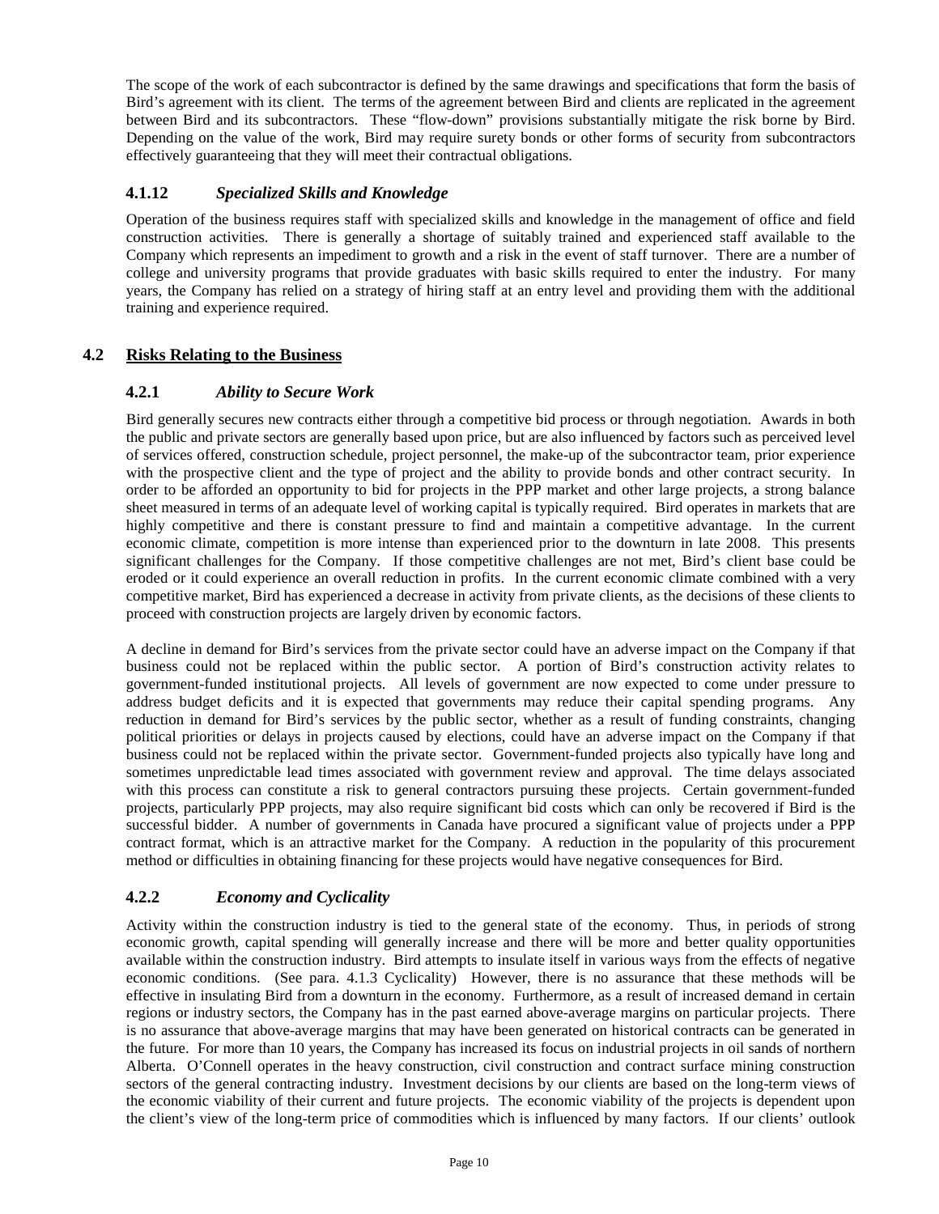The scope of the work of each subcontractor is defined by the same drawings and specifications that form the basis of Bird's agreement with its client. The terms of the agreement between Bird and clients are replicated in the agreement between Bird and its subcontractors. These "flow-down" provisions substantially mitigate the risk borne by Bird. Depending on the value of the work, Bird may require surety bonds or other forms of security from subcontractors effectively guaranteeing that they will meet their contractual obligations.

### 4.1.12 *Specialized Skills and Knowledge*

Operation of the business requires staff with specialized skills and knowledge in the management of office and field construction activities. There is generally a shortage of suitably trained and experienced staff available to the Company which represents an impediment to growth and a risk in the event of staff turnover. There are a number of college and university programs that provide graduates with basic skills required to enter the industry. For many years, the Company has relied on a strategy of hiring staff at an entry level and providing them with the additional training and experience required.

## 4.2 Risks Relating to the Business

### 4.2.1 *Ability to Secure Work*

Bird generally secures new contracts either through a competitive bid process or through negotiation. Awards in both the public and private sectors are generally based upon price, but are also influenced by factors such as perceived level of services offered, construction schedule, project personnel, the make-up of the subcontractor team, prior experience with the prospective client and the type of project and the ability to provide bonds and other contract security. In order to be afforded an opportunity to bid for projects in the PPP market and other large projects, a strong balance sheet measured in terms of an adequate level of working capital is typically required. Bird operates in markets that are highly competitive and there is constant pressure to find and maintain a competitive advantage. In the current economic climate, competition is more intense than experienced prior to the downturn in late 2008. This presents significant challenges for the Company. If those competitive challenges are not met, Bird's client base could be eroded or it could experience an overall reduction in profits. In the current economic climate combined with a very competitive market, Bird has experienced a decrease in activity from private clients, as the decisions of these clients to proceed with construction projects are largely driven by economic factors.

A decline in demand for Bird's services from the private sector could have an adverse impact on the Company if that business could not be replaced within the public sector. A portion of Bird's construction activity relates to government-funded institutional projects. All levels of government are now expected to come under pressure to address budget deficits and it is expected that governments may reduce their capital spending programs. Any reduction in demand for Bird's services by the public sector, whether as a result of funding constraints, changing political priorities or delays in projects caused by elections, could have an adverse impact on the Company if that business could not be replaced within the private sector. Government-funded projects also typically have long and sometimes unpredictable lead times associated with government review and approval. The time delays associated with this process can constitute a risk to general contractors pursuing these projects. Certain government-funded projects, particularly PPP projects, may also require significant bid costs which can only be recovered if Bird is the successful bidder. A number of governments in Canada have procured a significant value of projects under a PPP contract format, which is an attractive market for the Company. A reduction in the popularity of this procurement method or difficulties in obtaining financing for these projects would have negative consequences for Bird.

### 4.2.2 *Economy and Cyclicality*

Activity within the construction industry is tied to the general state of the economy. Thus, in periods of strong economic growth, capital spending will generally increase and there will be more and better quality opportunities available within the construction industry. Bird attempts to insulate itself in various ways from the effects of negative economic conditions. (See para. 4.1.3 Cyclicality) However, there is no assurance that these methods will be effective in insulating Bird from a downturn in the economy. Furthermore, as a result of increased demand in certain regions or industry sectors, the Company has in the past earned above-average margins on particular projects. There is no assurance that above-average margins that may have been generated on historical contracts can be generated in the future. For more than 10 years, the Company has increased its focus on industrial projects in oil sands of northern Alberta. O'Connell operates in the heavy construction, civil construction and contract surface mining construction sectors of the general contracting industry. Investment decisions by our clients are based on the long-term views of the economic viability of their current and future projects. The economic viability of the projects is dependent upon the client's view of the long-term price of commodities which is influenced by many factors. If our clients' outlook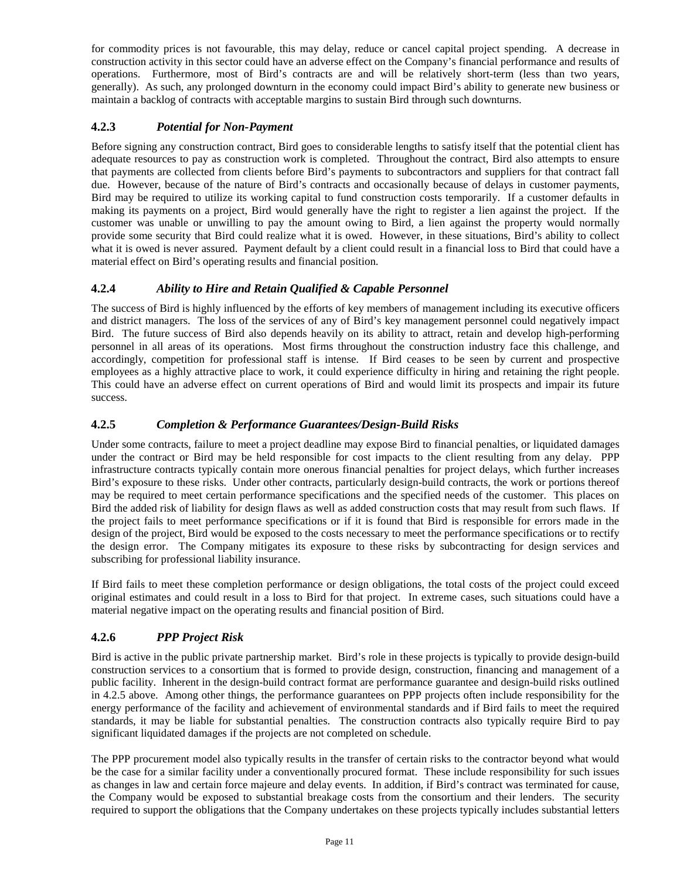for commodity prices is not favourable, this may delay, reduce or cancel capital project spending. A decrease in construction activity in this sector could have an adverse effect on the Company's financial performance and results of operations. Furthermore, most of Bird's contracts are and will be relatively short-term (less than two years, generally). As such, any prolonged downturn in the economy could impact Bird's ability to generate new business or maintain a backlog of contracts with acceptable margins to sustain Bird through such downturns.

### 4.2.3 *Potential for Non-Payment*

Before signing any construction contract, Bird goes to considerable lengths to satisfy itself that the potential client has adequate resources to pay as construction work is completed. Throughout the contract, Bird also attempts to ensure that payments are collected from clients before Bird's payments to subcontractors and suppliers for that contract fall due. However, because of the nature of Bird's contracts and occasionally because of delays in customer payments, Bird may be required to utilize its working capital to fund construction costs temporarily. If a customer defaults in making its payments on a project, Bird would generally have the right to register a lien against the project. If the customer was unable or unwilling to pay the amount owing to Bird, a lien against the property would normally provide some security that Bird could realize what it is owed. However, in these situations, Bird's ability to collect what it is owed is never assured. Payment default by a client could result in a financial loss to Bird that could have a material effect on Bird's operating results and financial position.

### 4.2.4 *Ability to Hire and Retain Qualified & Capable Personnel*

The success of Bird is highly influenced by the efforts of key members of management including its executive officers and district managers. The loss of the services of any of Bird's key management personnel could negatively impact Bird. The future success of Bird also depends heavily on its ability to attract, retain and develop high-performing personnel in all areas of its operations. Most firms throughout the construction industry face this challenge, and accordingly, competition for professional staff is intense. If Bird ceases to be seen by current and prospective employees as a highly attractive place to work, it could experience difficulty in hiring and retaining the right people. This could have an adverse effect on current operations of Bird and would limit its prospects and impair its future success.

### 4.2.5 *Completion & Performance Guarantees/Design-Build Risks*

Under some contracts, failure to meet a project deadline may expose Bird to financial penalties, or liquidated damages under the contract or Bird may be held responsible for cost impacts to the client resulting from any delay. PPP infrastructure contracts typically contain more onerous financial penalties for project delays, which further increases Bird's exposure to these risks. Under other contracts, particularly design-build contracts, the work or portions thereof may be required to meet certain performance specifications and the specified needs of the customer. This places on Bird the added risk of liability for design flaws as well as added construction costs that may result from such flaws. If the project fails to meet performance specifications or if it is found that Bird is responsible for errors made in the design of the project, Bird would be exposed to the costs necessary to meet the performance specifications or to rectify the design error. The Company mitigates its exposure to these risks by subcontracting for design services and subscribing for professional liability insurance.

If Bird fails to meet these completion performance or design obligations, the total costs of the project could exceed original estimates and could result in a loss to Bird for that project. In extreme cases, such situations could have a material negative impact on the operating results and financial position of Bird.

### 4.2.6 *PPP Project Risk*

Bird is active in the public private partnership market. Bird's role in these projects is typically to provide design-build construction services to a consortium that is formed to provide design, construction, financing and management of a public facility. Inherent in the design-build contract format are performance guarantee and design-build risks outlined in 4.2.5 above. Among other things, the performance guarantees on PPP projects often include responsibility for the energy performance of the facility and achievement of environmental standards and if Bird fails to meet the required standards, it may be liable for substantial penalties. The construction contracts also typically require Bird to pay significant liquidated damages if the projects are not completed on schedule.

The PPP procurement model also typically results in the transfer of certain risks to the contractor beyond what would be the case for a similar facility under a conventionally procured format. These include responsibility for such issues as changes in law and certain force majeure and delay events. In addition, if Bird's contract was terminated for cause, the Company would be exposed to substantial breakage costs from the consortium and their lenders. The security required to support the obligations that the Company undertakes on these projects typically includes substantial letters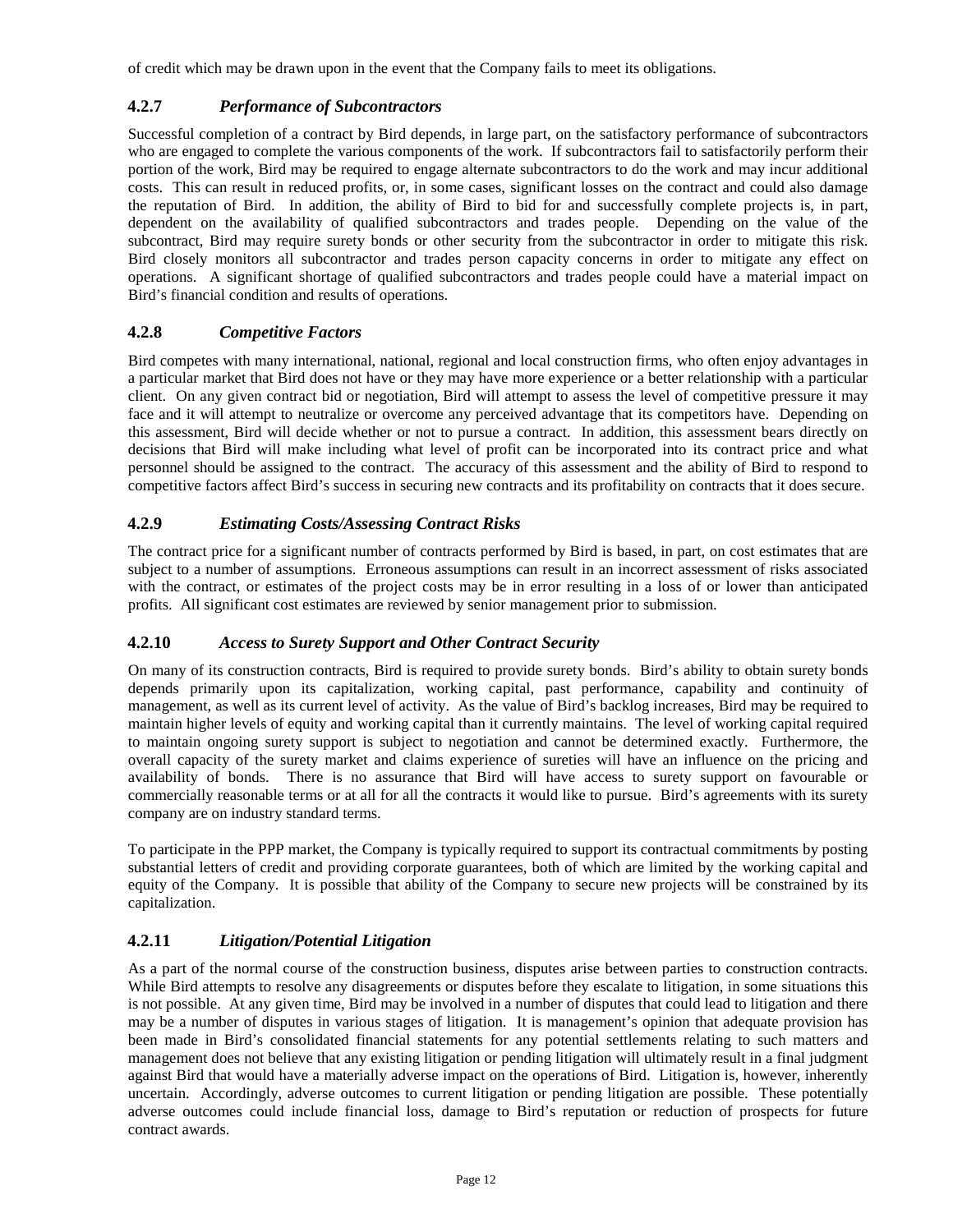of credit which may be drawn upon in the event that the Company fails to meet its obligations.

### 4.2.7 *Performance of Subcontractors*

Successful completion of a contract by Bird depends, in large part, on the satisfactory performance of subcontractors who are engaged to complete the various components of the work. If subcontractors fail to satisfactorily perform their portion of the work, Bird may be required to engage alternate subcontractors to do the work and may incur additional costs. This can result in reduced profits, or, in some cases, significant losses on the contract and could also damage the reputation of Bird. In addition, the ability of Bird to bid for and successfully complete projects is, in part, dependent on the availability of qualified subcontractors and trades people. Depending on the value of the subcontract, Bird may require surety bonds or other security from the subcontractor in order to mitigate this risk. Bird closely monitors all subcontractor and trades person capacity concerns in order to mitigate any effect on operations. A significant shortage of qualified subcontractors and trades people could have a material impact on Bird's financial condition and results of operations.

### 4.2.8 *Competitive Factors*

Bird competes with many international, national, regional and local construction firms, who often enjoy advantages in a particular market that Bird does not have or they may have more experience or a better relationship with a particular client. On any given contract bid or negotiation, Bird will attempt to assess the level of competitive pressure it may face and it will attempt to neutralize or overcome any perceived advantage that its competitors have. Depending on this assessment, Bird will decide whether or not to pursue a contract. In addition, this assessment bears directly on decisions that Bird will make including what level of profit can be incorporated into its contract price and what personnel should be assigned to the contract. The accuracy of this assessment and the ability of Bird to respond to competitive factors affect Bird's success in securing new contracts and its profitability on contracts that it does secure.

### 4.2.9 *Estimating Costs/Assessing Contract Risks*

The contract price for a significant number of contracts performed by Bird is based, in part, on cost estimates that are subject to a number of assumptions. Erroneous assumptions can result in an incorrect assessment of risks associated with the contract, or estimates of the project costs may be in error resulting in a loss of or lower than anticipated profits. All significant cost estimates are reviewed by senior management prior to submission.

### 4.2.10 *Access to Surety Support and Other Contract Security*

On many of its construction contracts, Bird is required to provide surety bonds. Bird's ability to obtain surety bonds depends primarily upon its capitalization, working capital, past performance, capability and continuity of management, as well as its current level of activity. As the value of Bird's backlog increases, Bird may be required to maintain higher levels of equity and working capital than it currently maintains. The level of working capital required to maintain ongoing surety support is subject to negotiation and cannot be determined exactly. Furthermore, the overall capacity of the surety market and claims experience of sureties will have an influence on the pricing and availability of bonds. There is no assurance that Bird will have access to surety support on favourable or commercially reasonable terms or at all for all the contracts it would like to pursue. Bird's agreements with its surety company are on industry standard terms.

To participate in the PPP market, the Company is typically required to support its contractual commitments by posting substantial letters of credit and providing corporate guarantees, both of which are limited by the working capital and equity of the Company. It is possible that ability of the Company to secure new projects will be constrained by its capitalization.

### 4.2.11 *Litigation/Potential Litigation*

As a part of the normal course of the construction business, disputes arise between parties to construction contracts. While Bird attempts to resolve any disagreements or disputes before they escalate to litigation, in some situations this is not possible. At any given time, Bird may be involved in a number of disputes that could lead to litigation and there may be a number of disputes in various stages of litigation. It is management's opinion that adequate provision has been made in Bird's consolidated financial statements for any potential settlements relating to such matters and management does not believe that any existing litigation or pending litigation will ultimately result in a final judgment against Bird that would have a materially adverse impact on the operations of Bird. Litigation is, however, inherently uncertain. Accordingly, adverse outcomes to current litigation or pending litigation are possible. These potentially adverse outcomes could include financial loss, damage to Bird's reputation or reduction of prospects for future contract awards.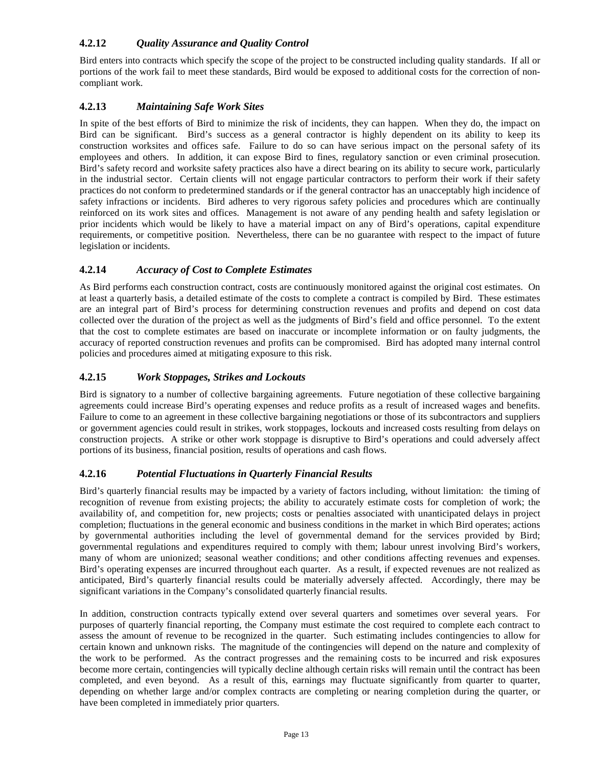### 4.2.12 *Quality Assurance and Quality Control*

Bird enters into contracts which specify the scope of the project to be constructed including quality standards. If all or portions of the work fail to meet these standards, Bird would be exposed to additional costs for the correction of non-compliant work.

### 4.2.13 *Maintaining Safe Work Sites*

In spite of the best efforts of Bird to minimize the risk of incidents, they can happen. When they do, the impact on Bird can be significant. Bird's success as a general contractor is highly dependent on its ability to keep its construction worksites and offices safe. Failure to do so can have serious impact on the personal safety of its employees and others. In addition, it can expose Bird to fines, regulatory sanction or even criminal prosecution. Bird's safety record and worksite safety practices also have a direct bearing on its ability to secure work, particularly in the industrial sector. Certain clients will not engage particular contractors to perform their work if their safety practices do not conform to predetermined standards or if the general contractor has an unacceptably high incidence of safety infractions or incidents. Bird adheres to very rigorous safety policies and procedures which are continually reinforced on its work sites and offices. Management is not aware of any pending health and safety legislation or prior incidents which would be likely to have a material impact on any of Bird's operations, capital expenditure requirements, or competitive position. Nevertheless, there can be no guarantee with respect to the impact of future legislation or incidents.

### 4.2.14 *Accuracy of Cost to Complete Estimates*

As Bird performs each construction contract, costs are continuously monitored against the original cost estimates. On at least a quarterly basis, a detailed estimate of the costs to complete a contract is compiled by Bird. These estimates are an integral part of Bird's process for determining construction revenues and profits and depend on cost data collected over the duration of the project as well as the judgments of Bird's field and office personnel. To the extent that the cost to complete estimates are based on inaccurate or incomplete information or on faulty judgments, the accuracy of reported construction revenues and profits can be compromised. Bird has adopted many internal control policies and procedures aimed at mitigating exposure to this risk.

### 4.2.15 *Work Stoppages, Strikes and Lockouts*

Bird is signatory to a number of collective bargaining agreements. Future negotiation of these collective bargaining agreements could increase Bird's operating expenses and reduce profits as a result of increased wages and benefits. Failure to come to an agreement in these collective bargaining negotiations or those of its subcontractors and suppliers or government agencies could result in strikes, work stoppages, lockouts and increased costs resulting from delays on construction projects. A strike or other work stoppage is disruptive to Bird's operations and could adversely affect portions of its business, financial position, results of operations and cash flows.

### 4.2.16 *Potential Fluctuations in Quarterly Financial Results*

Bird's quarterly financial results may be impacted by a variety of factors including, without limitation: the timing of recognition of revenue from existing projects; the ability to accurately estimate costs for completion of work; the availability of, and competition for, new projects; costs or penalties associated with unanticipated delays in project completion; fluctuations in the general economic and business conditions in the market in which Bird operates; actions by governmental authorities including the level of governmental demand for the services provided by Bird; governmental regulations and expenditures required to comply with them; labour unrest involving Bird's workers, many of whom are unionized; seasonal weather conditions; and other conditions affecting revenues and expenses. Bird's operating expenses are incurred throughout each quarter. As a result, if expected revenues are not realized as anticipated, Bird's quarterly financial results could be materially adversely affected. Accordingly, there may be significant variations in the Company's consolidated quarterly financial results.

In addition, construction contracts typically extend over several quarters and sometimes over several years. For purposes of quarterly financial reporting, the Company must estimate the cost required to complete each contract to assess the amount of revenue to be recognized in the quarter. Such estimating includes contingencies to allow for certain known and unknown risks. The magnitude of the contingencies will depend on the nature and complexity of the work to be performed. As the contract progresses and the remaining costs to be incurred and risk exposures become more certain, contingencies will typically decline although certain risks will remain until the contract has been completed, and even beyond. As a result of this, earnings may fluctuate significantly from quarter to quarter, depending on whether large and/or complex contracts are completing or nearing completion during the quarter, or have been completed in immediately prior quarters.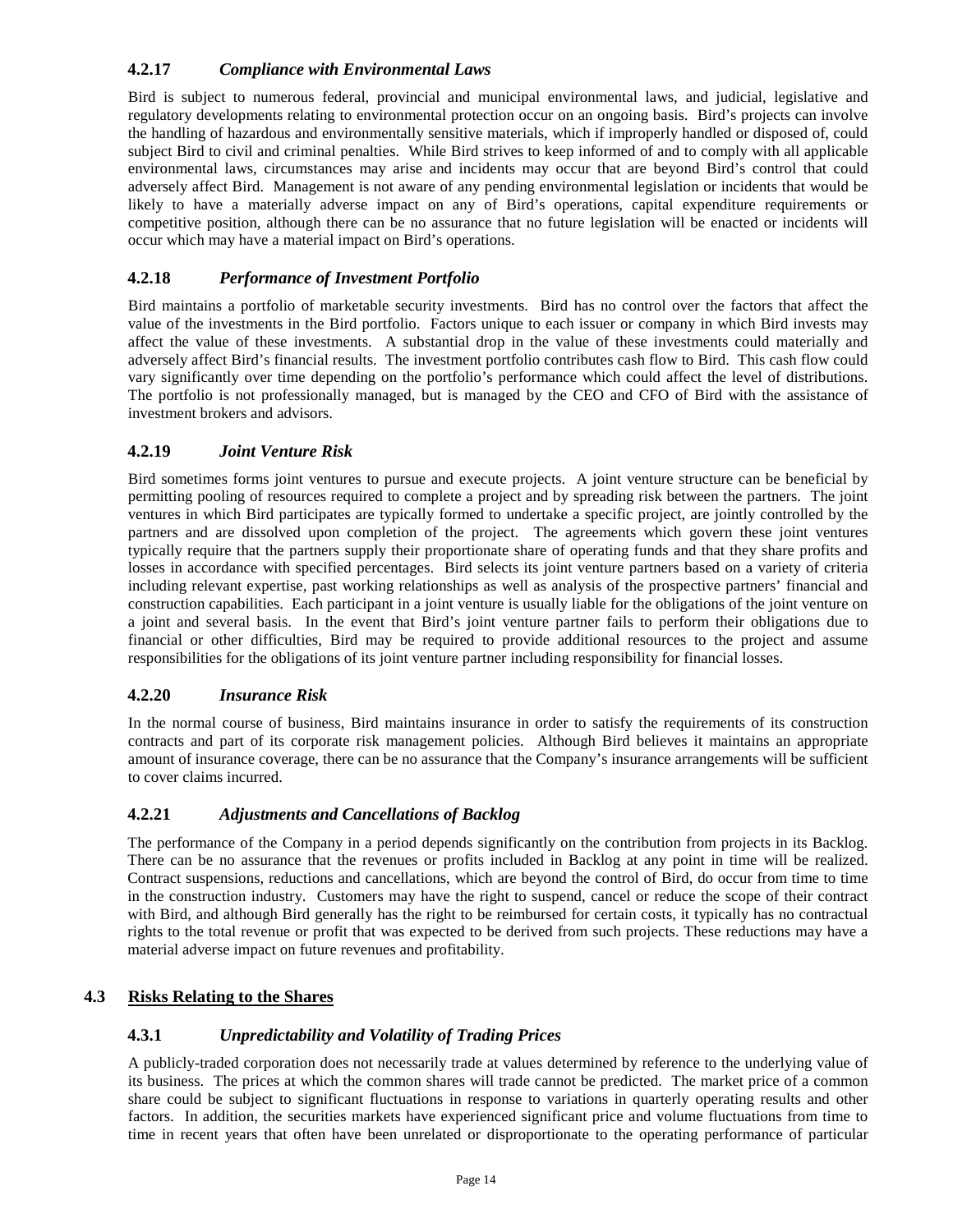### 4.2.17 *Compliance with Environmental Laws*

Bird is subject to numerous federal, provincial and municipal environmental laws, and judicial, legislative and regulatory developments relating to environmental protection occur on an ongoing basis. Bird's projects can involve the handling of hazardous and environmentally sensitive materials, which if improperly handled or disposed of, could subject Bird to civil and criminal penalties. While Bird strives to keep informed of and to comply with all applicable environmental laws, circumstances may arise and incidents may occur that are beyond Bird's control that could adversely affect Bird. Management is not aware of any pending environmental legislation or incidents that would be likely to have a materially adverse impact on any of Bird's operations, capital expenditure requirements or competitive position, although there can be no assurance that no future legislation will be enacted or incidents will occur which may have a material impact on Bird's operations.

### 4.2.18 *Performance of Investment Portfolio*

Bird maintains a portfolio of marketable security investments. Bird has no control over the factors that affect the value of the investments in the Bird portfolio. Factors unique to each issuer or company in which Bird invests may affect the value of these investments. A substantial drop in the value of these investments could materially and adversely affect Bird's financial results. The investment portfolio contributes cash flow to Bird. This cash flow could vary significantly over time depending on the portfolio's performance which could affect the level of distributions. The portfolio is not professionally managed, but is managed by the CEO and CFO of Bird with the assistance of investment brokers and advisors.

### 4.2.19 *Joint Venture Risk*

Bird sometimes forms joint ventures to pursue and execute projects. A joint venture structure can be beneficial by permitting pooling of resources required to complete a project and by spreading risk between the partners. The joint ventures in which Bird participates are typically formed to undertake a specific project, are jointly controlled by the partners and are dissolved upon completion of the project. The agreements which govern these joint ventures typically require that the partners supply their proportionate share of operating funds and that they share profits and losses in accordance with specified percentages. Bird selects its joint venture partners based on a variety of criteria including relevant expertise, past working relationships as well as analysis of the prospective partners' financial and construction capabilities. Each participant in a joint venture is usually liable for the obligations of the joint venture on a joint and several basis. In the event that Bird's joint venture partner fails to perform their obligations due to financial or other difficulties, Bird may be required to provide additional resources to the project and assume responsibilities for the obligations of its joint venture partner including responsibility for financial losses.

### 4.2.20 *Insurance Risk*

In the normal course of business, Bird maintains insurance in order to satisfy the requirements of its construction contracts and part of its corporate risk management policies. Although Bird believes it maintains an appropriate amount of insurance coverage, there can be no assurance that the Company's insurance arrangements will be sufficient to cover claims incurred.

### 4.2.21 *Adjustments and Cancellations of Backlog*

The performance of the Company in a period depends significantly on the contribution from projects in its Backlog. There can be no assurance that the revenues or profits included in Backlog at any point in time will be realized. Contract suspensions, reductions and cancellations, which are beyond the control of Bird, do occur from time to time in the construction industry. Customers may have the right to suspend, cancel or reduce the scope of their contract with Bird, and although Bird generally has the right to be reimbursed for certain costs, it typically has no contractual rights to the total revenue or profit that was expected to be derived from such projects. These reductions may have a material adverse impact on future revenues and profitability.

## 4.3 Risks Relating to the Shares

### 4.3.1 *Unpredictability and Volatility of Trading Prices*

A publicly-traded corporation does not necessarily trade at values determined by reference to the underlying value of its business. The prices at which the common shares will trade cannot be predicted. The market price of a common share could be subject to significant fluctuations in response to variations in quarterly operating results and other factors. In addition, the securities markets have experienced significant price and volume fluctuations from time to time in recent years that often have been unrelated or disproportionate to the operating performance of particular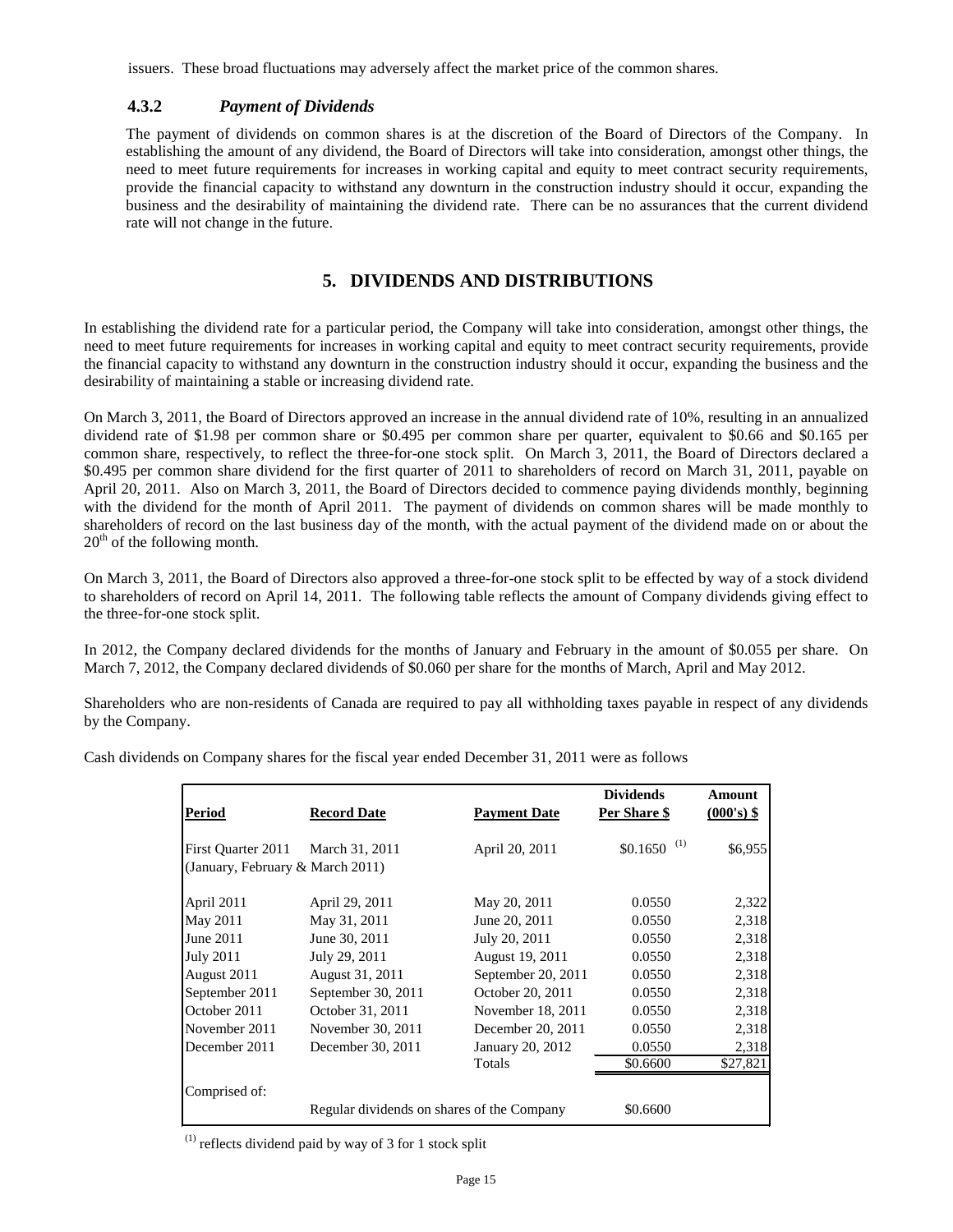issuers. These broad fluctuations may adversely affect the market price of the common shares.

### 4.3.2 *Payment of Dividends*

The payment of dividends on common shares is at the discretion of the Board of Directors of the Company. In establishing the amount of any dividend, the Board of Directors will take into consideration, amongst other things, the need to meet future requirements for increases in working capital and equity to meet contract security requirements, provide the financial capacity to withstand any downturn in the construction industry should it occur, expanding the business and the desirability of maintaining the dividend rate. There can be no assurances that the current dividend rate will not change in the future.

## 5. DIVIDENDS AND DISTRIBUTIONS

In establishing the dividend rate for a particular period, the Company will take into consideration, amongst other things, the need to meet future requirements for increases in working capital and equity to meet contract security requirements, provide the financial capacity to withstand any downturn in the construction industry should it occur, expanding the business and the desirability of maintaining a stable or increasing dividend rate.

On March 3, 2011, the Board of Directors approved an increase in the annual dividend rate of 10%, resulting in an annualized dividend rate of $1.98 per common share or $0.495 per common share per quarter, equivalent to $0.66 and $0.165 per common share, respectively, to reflect the three-for-one stock split. On March 3, 2011, the Board of Directors declared a $0.495 per common share dividend for the first quarter of 2011 to shareholders of record on March 31, 2011, payable on April 20, 2011. Also on March 3, 2011, the Board of Directors decided to commence paying dividends monthly, beginning with the dividend for the month of April 2011. The payment of dividends on common shares will be made monthly to shareholders of record on the last business day of the month, with the actual payment of the dividend made on or about the 20th of the following month.

On March 3, 2011, the Board of Directors also approved a three-for-one stock split to be effected by way of a stock dividend to shareholders of record on April 14, 2011. The following table reflects the amount of Company dividends giving effect to the three-for-one stock split.

In 2012, the Company declared dividends for the months of January and February in the amount of $0.055 per share. On March 7, 2012, the Company declared dividends of $0.060 per share for the months of March, April and May 2012.

Shareholders who are non-residents of Canada are required to pay all withholding taxes payable in respect of any dividends by the Company.

Cash dividends on Company shares for the fiscal year ended December 31, 2011 were as follows

| Period | Record Date | Payment Date | Dividends Per Share $ | Amount (000's) $ |
|---|---|---|---|---|
| First Quarter 2011 (January, February & March 2011) | March 31, 2011 | April 20, 2011 | $0.1650 [(1)] | $6,955 |
| April 2011 | April 29, 2011 | May 20, 2011 | 0.0550 | 2,322 |
| May 2011 | May 31, 2011 | June 20, 2011 | 0.0550 | 2,318 |
| June 2011 | June 30, 2011 | July 20, 2011 | 0.0550 | 2,318 |
| July 2011 | July 29, 2011 | August 19, 2011 | 0.0550 | 2,318 |
| August 2011 | August 31, 2011 | September 20, 2011 | 0.0550 | 2,318 |
| September 2011 | September 30, 2011 | October 20, 2011 | 0.0550 | 2,318 |
| October 2011 | October 31, 2011 | November 18, 2011 | 0.0550 | 2,318 |
| November 2011 | November 30, 2011 | December 20, 2011 | 0.0550 | 2,318 |
| December 2011 | December 30, 2011 | January 20, 2012 | 0.0550 | 2,318 |
| | | Totals | $0.6600 | $27,821 |
| Comprised of: | | | | |
| | Regular dividends on shares of the Company | | $0.6600 | |

[(1)] reflects dividend paid by way of 3 for 1 stock split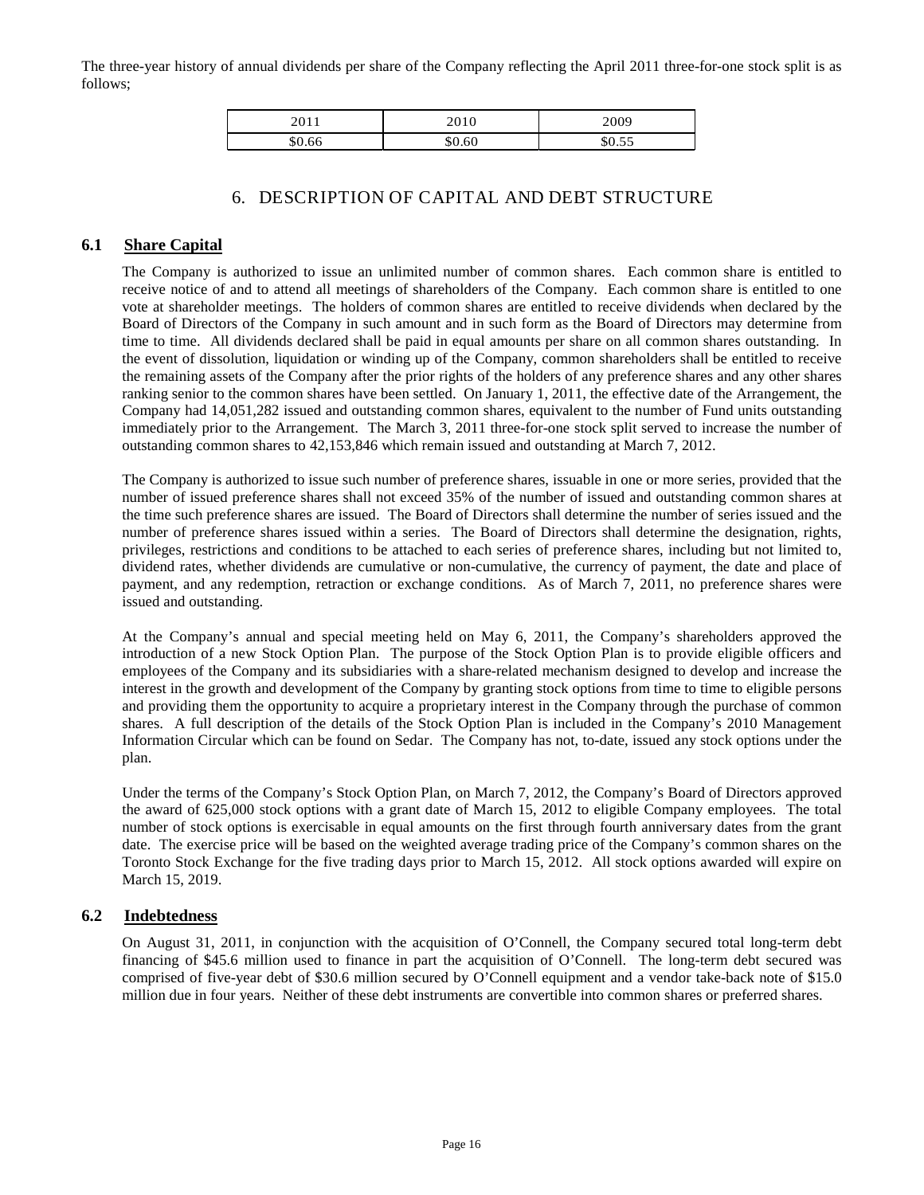The three-year history of annual dividends per share of the Company reflecting the April 2011 three-for-one stock split is as follows;

| 2011 | 2010 | 2009 |
|---|---|---|
| $0.66 | $0.60 | $0.55 |

# 6. DESCRIPTION OF CAPITAL AND DEBT STRUCTURE

## 6.1 Share Capital

The Company is authorized to issue an unlimited number of common shares. Each common share is entitled to receive notice of and to attend all meetings of shareholders of the Company. Each common share is entitled to one vote at shareholder meetings. The holders of common shares are entitled to receive dividends when declared by the Board of Directors of the Company in such amount and in such form as the Board of Directors may determine from time to time. All dividends declared shall be paid in equal amounts per share on all common shares outstanding. In the event of dissolution, liquidation or winding up of the Company, common shareholders shall be entitled to receive the remaining assets of the Company after the prior rights of the holders of any preference shares and any other shares ranking senior to the common shares have been settled. On January 1, 2011, the effective date of the Arrangement, the Company had 14,051,282 issued and outstanding common shares, equivalent to the number of Fund units outstanding immediately prior to the Arrangement. The March 3, 2011 three-for-one stock split served to increase the number of outstanding common shares to 42,153,846 which remain issued and outstanding at March 7, 2012.

The Company is authorized to issue such number of preference shares, issuable in one or more series, provided that the number of issued preference shares shall not exceed 35% of the number of issued and outstanding common shares at the time such preference shares are issued. The Board of Directors shall determine the number of series issued and the number of preference shares issued within a series. The Board of Directors shall determine the designation, rights, privileges, restrictions and conditions to be attached to each series of preference shares, including but not limited to, dividend rates, whether dividends are cumulative or non-cumulative, the currency of payment, the date and place of payment, and any redemption, retraction or exchange conditions. As of March 7, 2011, no preference shares were issued and outstanding.

At the Company's annual and special meeting held on May 6, 2011, the Company's shareholders approved the introduction of a new Stock Option Plan. The purpose of the Stock Option Plan is to provide eligible officers and employees of the Company and its subsidiaries with a share-related mechanism designed to develop and increase the interest in the growth and development of the Company by granting stock options from time to time to eligible persons and providing them the opportunity to acquire a proprietary interest in the Company through the purchase of common shares. A full description of the details of the Stock Option Plan is included in the Company's 2010 Management Information Circular which can be found on Sedar. The Company has not, to-date, issued any stock options under the plan.

Under the terms of the Company's Stock Option Plan, on March 7, 2012, the Company's Board of Directors approved the award of 625,000 stock options with a grant date of March 15, 2012 to eligible Company employees. The total number of stock options is exercisable in equal amounts on the first through fourth anniversary dates from the grant date. The exercise price will be based on the weighted average trading price of the Company's common shares on the Toronto Stock Exchange for the five trading days prior to March 15, 2012. All stock options awarded will expire on March 15, 2019.

## 6.2 Indebtedness

On August 31, 2011, in conjunction with the acquisition of O'Connell, the Company secured total long-term debt financing of $45.6 million used to finance in part the acquisition of O'Connell. The long-term debt secured was comprised of five-year debt of $30.6 million secured by O'Connell equipment and a vendor take-back note of $15.0 million due in four years. Neither of these debt instruments are convertible into common shares or preferred shares.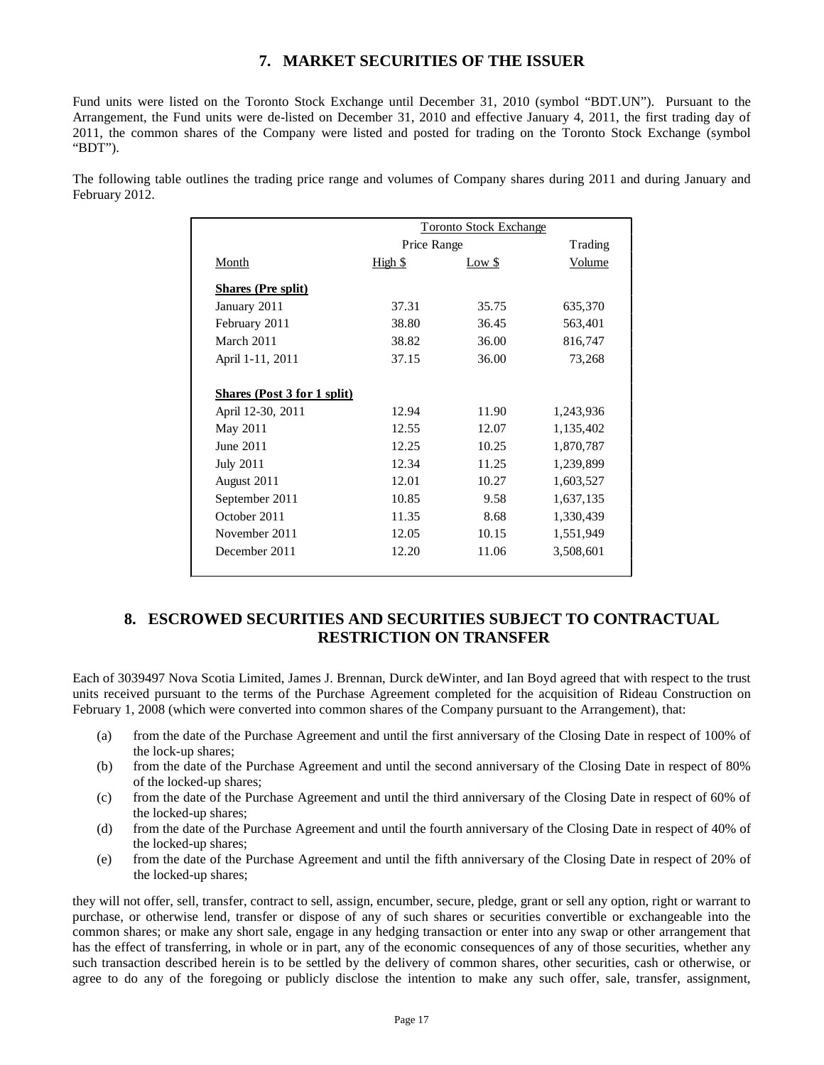## 7. MARKET SECURITIES OF THE ISSUER

Fund units were listed on the Toronto Stock Exchange until December 31, 2010 (symbol "BDT.UN"). Pursuant to the Arrangement, the Fund units were de-listed on December 31, 2010 and effective January 4, 2011, the first trading day of 2011, the common shares of the Company were listed and posted for trading on the Toronto Stock Exchange (symbol "BDT").

The following table outlines the trading price range and volumes of Company shares during 2011 and during January and February 2012.

| | Toronto Stock Exchange | | |
|---|---|---|---|
| | Price Range | | Trading |
| Month | High $ | Low $ | Volume |
| **Shares (Pre split)** | | | |
| January 2011 | 37.31 | 35.75 | 635,370 |
| February 2011 | 38.80 | 36.45 | 563,401 |
| March 2011 | 38.82 | 36.00 | 816,747 |
| April 1-11, 2011 | 37.15 | 36.00 | 73,268 |
| **Shares (Post 3 for 1 split)** | | | |
| April 12-30, 2011 | 12.94 | 11.90 | 1,243,936 |
| May 2011 | 12.55 | 12.07 | 1,135,402 |
| June 2011 | 12.25 | 10.25 | 1,870,787 |
| July 2011 | 12.34 | 11.25 | 1,239,899 |
| August 2011 | 12.01 | 10.27 | 1,603,527 |
| September 2011 | 10.85 | 9.58 | 1,637,135 |
| October 2011 | 11.35 | 8.68 | 1,330,439 |
| November 2011 | 12.05 | 10.15 | 1,551,949 |
| December 2011 | 12.20 | 11.06 | 3,508,601 |

## 8. ESCROWED SECURITIES AND SECURITIES SUBJECT TO CONTRACTUAL RESTRICTION ON TRANSFER

Each of 3039497 Nova Scotia Limited, James J. Brennan, Durck deWinter, and Ian Boyd agreed that with respect to the trust units received pursuant to the terms of the Purchase Agreement completed for the acquisition of Rideau Construction on February 1, 2008 (which were converted into common shares of the Company pursuant to the Arrangement), that:

(a) from the date of the Purchase Agreement and until the first anniversary of the Closing Date in respect of 100% of the lock-up shares;

(b) from the date of the Purchase Agreement and until the second anniversary of the Closing Date in respect of 80% of the locked-up shares;

(c) from the date of the Purchase Agreement and until the third anniversary of the Closing Date in respect of 60% of the locked-up shares;

(d) from the date of the Purchase Agreement and until the fourth anniversary of the Closing Date in respect of 40% of the locked-up shares;

(e) from the date of the Purchase Agreement and until the fifth anniversary of the Closing Date in respect of 20% of the locked-up shares;

they will not offer, sell, transfer, contract to sell, assign, encumber, secure, pledge, grant or sell any option, right or warrant to purchase, or otherwise lend, transfer or dispose of any of such shares or securities convertible or exchangeable into the common shares; or make any short sale, engage in any hedging transaction or enter into any swap or other arrangement that has the effect of transferring, in whole or in part, any of the economic consequences of any of those securities, whether any such transaction described herein is to be settled by the delivery of common shares, other securities, cash or otherwise, or agree to do any of the foregoing or publicly disclose the intention to make any such offer, sale, transfer, assignment,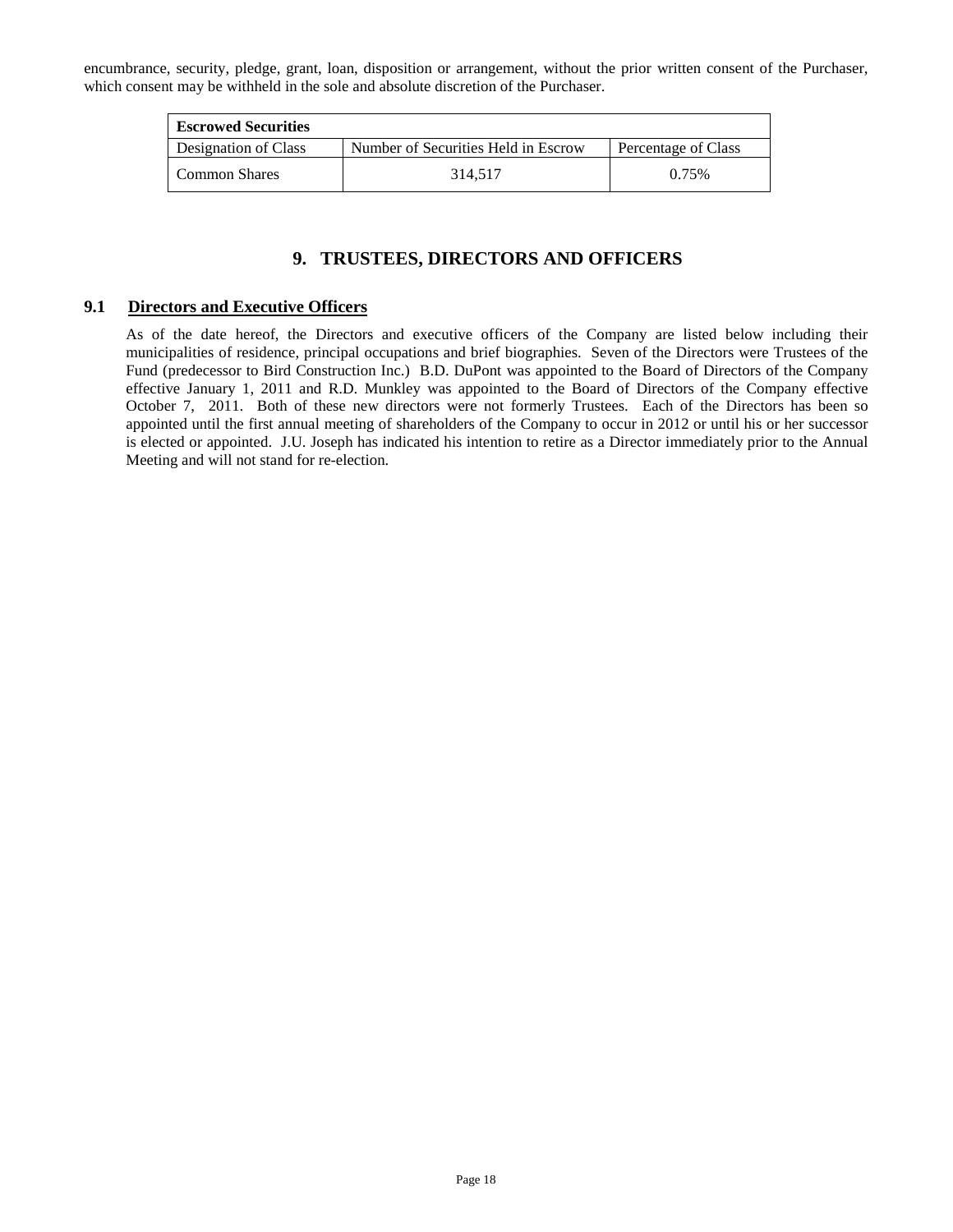encumbrance, security, pledge, grant, loan, disposition or arrangement, without the prior written consent of the Purchaser, which consent may be withheld in the sole and absolute discretion of the Purchaser.

| **Escrowed Securities** | | |
|---|---|---|
| Designation of Class | Number of Securities Held in Escrow | Percentage of Class |
| Common Shares | 314,517 | 0.75% |

# 9. TRUSTEES, DIRECTORS AND OFFICERS

## 9.1 Directors and Executive Officers

As of the date hereof, the Directors and executive officers of the Company are listed below including their municipalities of residence, principal occupations and brief biographies. Seven of the Directors were Trustees of the Fund (predecessor to Bird Construction Inc.) B.D. DuPont was appointed to the Board of Directors of the Company effective January 1, 2011 and R.D. Munkley was appointed to the Board of Directors of the Company effective October 7, 2011. Both of these new directors were not formerly Trustees. Each of the Directors has been so appointed until the first annual meeting of shareholders of the Company to occur in 2012 or until his or her successor is elected or appointed. J.U. Joseph has indicated his intention to retire as a Director immediately prior to the Annual Meeting and will not stand for re-election.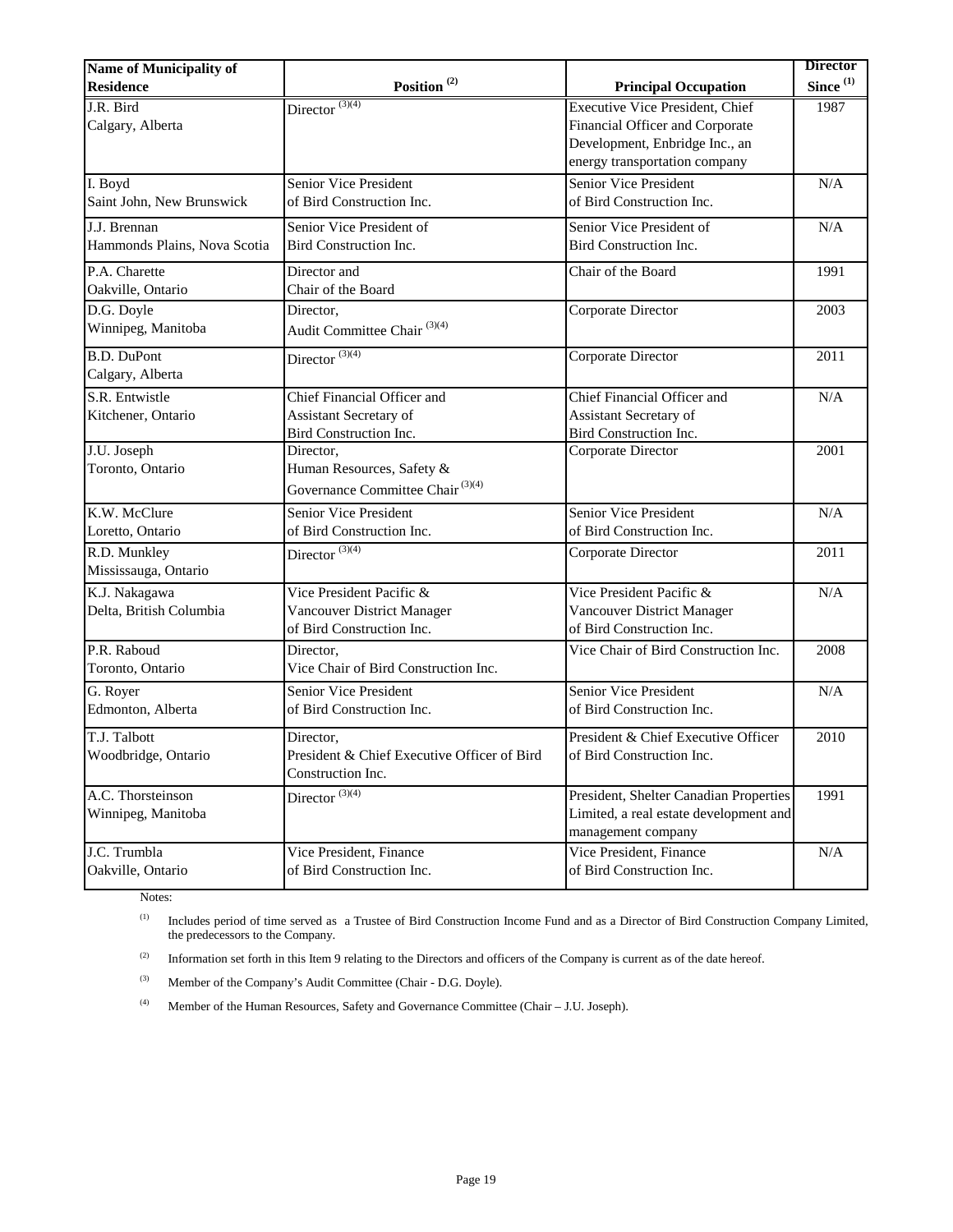| Name of Municipality of Residence | Position [2] | Principal Occupation | Director Since [1] |
|---|---|---|---|
| J.R. Bird<br>Calgary, Alberta | Director [3][4] | Executive Vice President, Chief Financial Officer and Corporate Development, Enbridge Inc., an energy transportation company | 1987 |
| I. Boyd<br>Saint John, New Brunswick | Senior Vice President of Bird Construction Inc. | Senior Vice President of Bird Construction Inc. | N/A |
| J.J. Brennan<br>Hammonds Plains, Nova Scotia | Senior Vice President of Bird Construction Inc. | Senior Vice President of Bird Construction Inc. | N/A |
| P.A. Charette<br>Oakville, Ontario | Director and Chair of the Board | Chair of the Board | 1991 |
| D.G. Doyle<br>Winnipeg, Manitoba | Director, Audit Committee Chair [3][4] | Corporate Director | 2003 |
| B.D. DuPont<br>Calgary, Alberta | Director [3][4] | Corporate Director | 2011 |
| S.R. Entwistle<br>Kitchener, Ontario | Chief Financial Officer and Assistant Secretary of Bird Construction Inc. | Chief Financial Officer and Assistant Secretary of Bird Construction Inc. | N/A |
| J.U. Joseph<br>Toronto, Ontario | Director, Human Resources, Safety & Governance Committee Chair [3][4] | Corporate Director | 2001 |
| K.W. McClure<br>Loretto, Ontario | Senior Vice President of Bird Construction Inc. | Senior Vice President of Bird Construction Inc. | N/A |
| R.D. Munkley<br>Mississauga, Ontario | Director [3][4] | Corporate Director | 2011 |
| K.J. Nakagawa<br>Delta, British Columbia | Vice President Pacific & Vancouver District Manager of Bird Construction Inc. | Vice President Pacific & Vancouver District Manager of Bird Construction Inc. | N/A |
| P.R. Raboud<br>Toronto, Ontario | Director, Vice Chair of Bird Construction Inc. | Vice Chair of Bird Construction Inc. | 2008 |
| G. Royer<br>Edmonton, Alberta | Senior Vice President of Bird Construction Inc. | Senior Vice President of Bird Construction Inc. | N/A |
| T.J. Talbott<br>Woodbridge, Ontario | Director, President & Chief Executive Officer of Bird Construction Inc. | President & Chief Executive Officer of Bird Construction Inc. | 2010 |
| A.C. Thorsteinson<br>Winnipeg, Manitoba | Director [3][4] | President, Shelter Canadian Properties Limited, a real estate development and management company | 1991 |
| J.C. Trumbla<br>Oakville, Ontario | Vice President, Finance of Bird Construction Inc. | Vice President, Finance of Bird Construction Inc. | N/A |

Notes:

[1] Includes period of time served as a Trustee of Bird Construction Income Fund and as a Director of Bird Construction Company Limited, the predecessors to the Company.

[2] Information set forth in this Item 9 relating to the Directors and officers of the Company is current as of the date hereof.

[3] Member of the Company's Audit Committee (Chair - D.G. Doyle).

[4] Member of the Human Resources, Safety and Governance Committee (Chair – J.U. Joseph).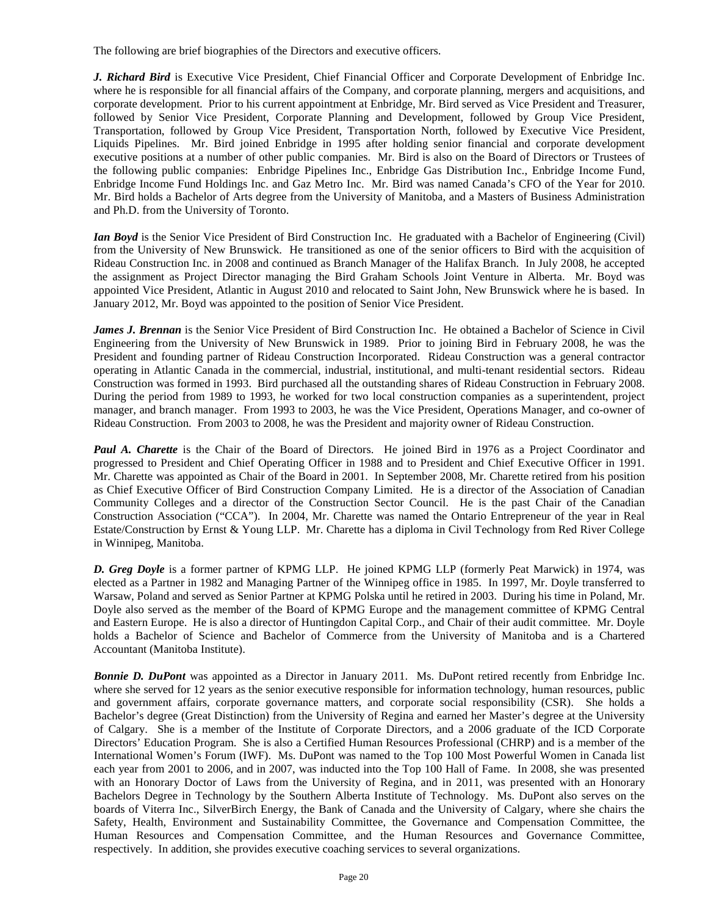The following are brief biographies of the Directors and executive officers.

***J. Richard Bird*** is Executive Vice President, Chief Financial Officer and Corporate Development of Enbridge Inc. where he is responsible for all financial affairs of the Company, and corporate planning, mergers and acquisitions, and corporate development. Prior to his current appointment at Enbridge, Mr. Bird served as Vice President and Treasurer, followed by Senior Vice President, Corporate Planning and Development, followed by Group Vice President, Transportation, followed by Group Vice President, Transportation North, followed by Executive Vice President, Liquids Pipelines. Mr. Bird joined Enbridge in 1995 after holding senior financial and corporate development executive positions at a number of other public companies. Mr. Bird is also on the Board of Directors or Trustees of the following public companies: Enbridge Pipelines Inc., Enbridge Gas Distribution Inc., Enbridge Income Fund, Enbridge Income Fund Holdings Inc. and Gaz Metro Inc. Mr. Bird was named Canada's CFO of the Year for 2010. Mr. Bird holds a Bachelor of Arts degree from the University of Manitoba, and a Masters of Business Administration and Ph.D. from the University of Toronto.

***Ian Boyd*** is the Senior Vice President of Bird Construction Inc. He graduated with a Bachelor of Engineering (Civil) from the University of New Brunswick. He transitioned as one of the senior officers to Bird with the acquisition of Rideau Construction Inc. in 2008 and continued as Branch Manager of the Halifax Branch. In July 2008, he accepted the assignment as Project Director managing the Bird Graham Schools Joint Venture in Alberta. Mr. Boyd was appointed Vice President, Atlantic in August 2010 and relocated to Saint John, New Brunswick where he is based. In January 2012, Mr. Boyd was appointed to the position of Senior Vice President.

***James J. Brennan*** is the Senior Vice President of Bird Construction Inc. He obtained a Bachelor of Science in Civil Engineering from the University of New Brunswick in 1989. Prior to joining Bird in February 2008, he was the President and founding partner of Rideau Construction Incorporated. Rideau Construction was a general contractor operating in Atlantic Canada in the commercial, industrial, institutional, and multi-tenant residential sectors. Rideau Construction was formed in 1993. Bird purchased all the outstanding shares of Rideau Construction in February 2008. During the period from 1989 to 1993, he worked for two local construction companies as a superintendent, project manager, and branch manager. From 1993 to 2003, he was the Vice President, Operations Manager, and co-owner of Rideau Construction. From 2003 to 2008, he was the President and majority owner of Rideau Construction.

***Paul A. Charette*** is the Chair of the Board of Directors. He joined Bird in 1976 as a Project Coordinator and progressed to President and Chief Operating Officer in 1988 and to President and Chief Executive Officer in 1991. Mr. Charette was appointed as Chair of the Board in 2001. In September 2008, Mr. Charette retired from his position as Chief Executive Officer of Bird Construction Company Limited. He is a director of the Association of Canadian Community Colleges and a director of the Construction Sector Council. He is the past Chair of the Canadian Construction Association ("CCA"). In 2004, Mr. Charette was named the Ontario Entrepreneur of the year in Real Estate/Construction by Ernst & Young LLP. Mr. Charette has a diploma in Civil Technology from Red River College in Winnipeg, Manitoba.

***D. Greg Doyle*** is a former partner of KPMG LLP. He joined KPMG LLP (formerly Peat Marwick) in 1974, was elected as a Partner in 1982 and Managing Partner of the Winnipeg office in 1985. In 1997, Mr. Doyle transferred to Warsaw, Poland and served as Senior Partner at KPMG Polska until he retired in 2003. During his time in Poland, Mr. Doyle also served as the member of the Board of KPMG Europe and the management committee of KPMG Central and Eastern Europe. He is also a director of Huntingdon Capital Corp., and Chair of their audit committee. Mr. Doyle holds a Bachelor of Science and Bachelor of Commerce from the University of Manitoba and is a Chartered Accountant (Manitoba Institute).

***Bonnie D. DuPont*** was appointed as a Director in January 2011. Ms. DuPont retired recently from Enbridge Inc. where she served for 12 years as the senior executive responsible for information technology, human resources, public and government affairs, corporate governance matters, and corporate social responsibility (CSR). She holds a Bachelor's degree (Great Distinction) from the University of Regina and earned her Master's degree at the University of Calgary. She is a member of the Institute of Corporate Directors, and a 2006 graduate of the ICD Corporate Directors' Education Program. She is also a Certified Human Resources Professional (CHRP) and is a member of the International Women's Forum (IWF). Ms. DuPont was named to the Top 100 Most Powerful Women in Canada list each year from 2001 to 2006, and in 2007, was inducted into the Top 100 Hall of Fame. In 2008, she was presented with an Honorary Doctor of Laws from the University of Regina, and in 2011, was presented with an Honorary Bachelors Degree in Technology by the Southern Alberta Institute of Technology. Ms. DuPont also serves on the boards of Viterra Inc., SilverBirch Energy, the Bank of Canada and the University of Calgary, where she chairs the Safety, Health, Environment and Sustainability Committee, the Governance and Compensation Committee, the Human Resources and Compensation Committee, and the Human Resources and Governance Committee, respectively. In addition, she provides executive coaching services to several organizations.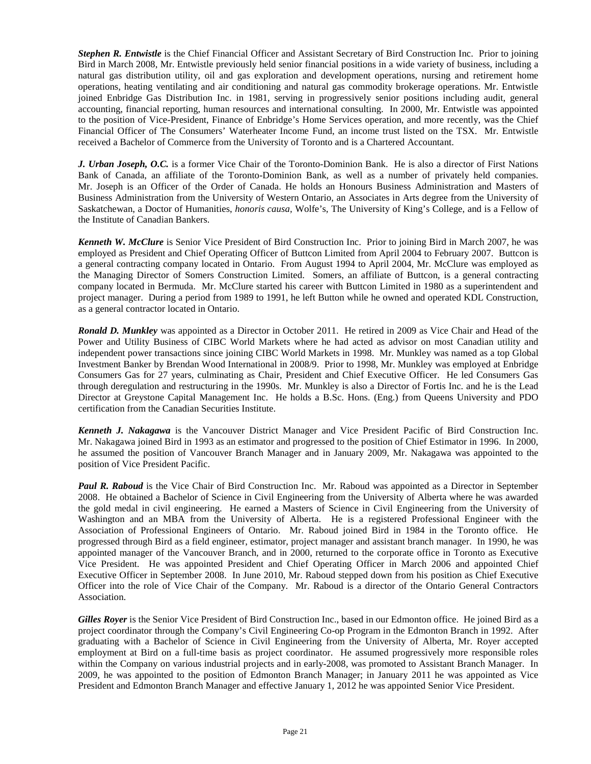***Stephen R. Entwistle*** is the Chief Financial Officer and Assistant Secretary of Bird Construction Inc. Prior to joining Bird in March 2008, Mr. Entwistle previously held senior financial positions in a wide variety of business, including a natural gas distribution utility, oil and gas exploration and development operations, nursing and retirement home operations, heating ventilating and air conditioning and natural gas commodity brokerage operations. Mr. Entwistle joined Enbridge Gas Distribution Inc. in 1981, serving in progressively senior positions including audit, general accounting, financial reporting, human resources and international consulting. In 2000, Mr. Entwistle was appointed to the position of Vice-President, Finance of Enbridge's Home Services operation, and more recently, was the Chief Financial Officer of The Consumers' Waterheater Income Fund, an income trust listed on the TSX. Mr. Entwistle received a Bachelor of Commerce from the University of Toronto and is a Chartered Accountant.

***J. Urban Joseph, O.C.*** is a former Vice Chair of the Toronto-Dominion Bank. He is also a director of First Nations Bank of Canada, an affiliate of the Toronto-Dominion Bank, as well as a number of privately held companies. Mr. Joseph is an Officer of the Order of Canada. He holds an Honours Business Administration and Masters of Business Administration from the University of Western Ontario, an Associates in Arts degree from the University of Saskatchewan, a Doctor of Humanities, *honoris causa*, Wolfe's, The University of King's College, and is a Fellow of the Institute of Canadian Bankers.

***Kenneth W. McClure*** is Senior Vice President of Bird Construction Inc. Prior to joining Bird in March 2007, he was employed as President and Chief Operating Officer of Buttcon Limited from April 2004 to February 2007. Buttcon is a general contracting company located in Ontario. From August 1994 to April 2004, Mr. McClure was employed as the Managing Director of Somers Construction Limited. Somers, an affiliate of Buttcon, is a general contracting company located in Bermuda. Mr. McClure started his career with Buttcon Limited in 1980 as a superintendent and project manager. During a period from 1989 to 1991, he left Button while he owned and operated KDL Construction, as a general contractor located in Ontario.

***Ronald D. Munkley*** was appointed as a Director in October 2011. He retired in 2009 as Vice Chair and Head of the Power and Utility Business of CIBC World Markets where he had acted as advisor on most Canadian utility and independent power transactions since joining CIBC World Markets in 1998. Mr. Munkley was named as a top Global Investment Banker by Brendan Wood International in 2008/9. Prior to 1998, Mr. Munkley was employed at Enbridge Consumers Gas for 27 years, culminating as Chair, President and Chief Executive Officer. He led Consumers Gas through deregulation and restructuring in the 1990s. Mr. Munkley is also a Director of Fortis Inc. and he is the Lead Director at Greystone Capital Management Inc. He holds a B.Sc. Hons. (Eng.) from Queens University and PDO certification from the Canadian Securities Institute.

***Kenneth J. Nakagawa*** is the Vancouver District Manager and Vice President Pacific of Bird Construction Inc. Mr. Nakagawa joined Bird in 1993 as an estimator and progressed to the position of Chief Estimator in 1996. In 2000, he assumed the position of Vancouver Branch Manager and in January 2009, Mr. Nakagawa was appointed to the position of Vice President Pacific.

***Paul R. Raboud*** is the Vice Chair of Bird Construction Inc. Mr. Raboud was appointed as a Director in September 2008. He obtained a Bachelor of Science in Civil Engineering from the University of Alberta where he was awarded the gold medal in civil engineering. He earned a Masters of Science in Civil Engineering from the University of Washington and an MBA from the University of Alberta. He is a registered Professional Engineer with the Association of Professional Engineers of Ontario. Mr. Raboud joined Bird in 1984 in the Toronto office. He progressed through Bird as a field engineer, estimator, project manager and assistant branch manager. In 1990, he was appointed manager of the Vancouver Branch, and in 2000, returned to the corporate office in Toronto as Executive Vice President. He was appointed President and Chief Operating Officer in March 2006 and appointed Chief Executive Officer in September 2008. In June 2010, Mr. Raboud stepped down from his position as Chief Executive Officer into the role of Vice Chair of the Company. Mr. Raboud is a director of the Ontario General Contractors Association.

***Gilles Royer*** is the Senior Vice President of Bird Construction Inc., based in our Edmonton office. He joined Bird as a project coordinator through the Company's Civil Engineering Co-op Program in the Edmonton Branch in 1992. After graduating with a Bachelor of Science in Civil Engineering from the University of Alberta, Mr. Royer accepted employment at Bird on a full-time basis as project coordinator. He assumed progressively more responsible roles within the Company on various industrial projects and in early-2008, was promoted to Assistant Branch Manager. In 2009, he was appointed to the position of Edmonton Branch Manager; in January 2011 he was appointed as Vice President and Edmonton Branch Manager and effective January 1, 2012 he was appointed Senior Vice President.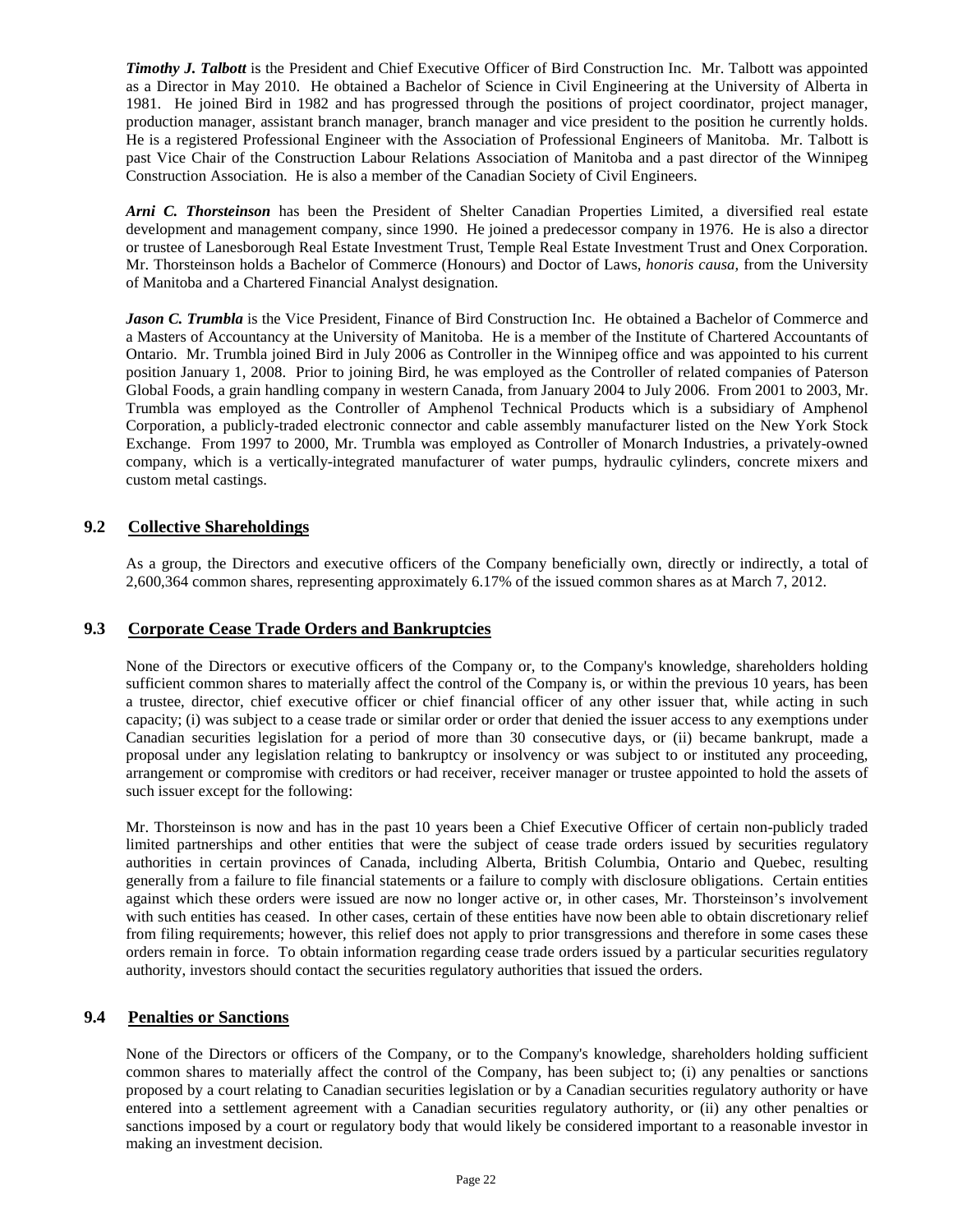***Timothy J. Talbott*** is the President and Chief Executive Officer of Bird Construction Inc. Mr. Talbott was appointed as a Director in May 2010. He obtained a Bachelor of Science in Civil Engineering at the University of Alberta in 1981. He joined Bird in 1982 and has progressed through the positions of project coordinator, project manager, production manager, assistant branch manager, branch manager and vice president to the position he currently holds. He is a registered Professional Engineer with the Association of Professional Engineers of Manitoba. Mr. Talbott is past Vice Chair of the Construction Labour Relations Association of Manitoba and a past director of the Winnipeg Construction Association. He is also a member of the Canadian Society of Civil Engineers.

***Arni C. Thorsteinson*** has been the President of Shelter Canadian Properties Limited, a diversified real estate development and management company, since 1990. He joined a predecessor company in 1976. He is also a director or trustee of Lanesborough Real Estate Investment Trust, Temple Real Estate Investment Trust and Onex Corporation. Mr. Thorsteinson holds a Bachelor of Commerce (Honours) and Doctor of Laws, *honoris causa,* from the University of Manitoba and a Chartered Financial Analyst designation.

***Jason C. Trumbla*** is the Vice President, Finance of Bird Construction Inc. He obtained a Bachelor of Commerce and a Masters of Accountancy at the University of Manitoba. He is a member of the Institute of Chartered Accountants of Ontario. Mr. Trumbla joined Bird in July 2006 as Controller in the Winnipeg office and was appointed to his current position January 1, 2008. Prior to joining Bird, he was employed as the Controller of related companies of Paterson Global Foods, a grain handling company in western Canada, from January 2004 to July 2006. From 2001 to 2003, Mr. Trumbla was employed as the Controller of Amphenol Technical Products which is a subsidiary of Amphenol Corporation, a publicly-traded electronic connector and cable assembly manufacturer listed on the New York Stock Exchange. From 1997 to 2000, Mr. Trumbla was employed as Controller of Monarch Industries, a privately-owned company, which is a vertically-integrated manufacturer of water pumps, hydraulic cylinders, concrete mixers and custom metal castings.

## 9.2 Collective Shareholdings

As a group, the Directors and executive officers of the Company beneficially own, directly or indirectly, a total of 2,600,364 common shares, representing approximately 6.17% of the issued common shares as at March 7, 2012.

## 9.3 Corporate Cease Trade Orders and Bankruptcies

None of the Directors or executive officers of the Company or, to the Company's knowledge, shareholders holding sufficient common shares to materially affect the control of the Company is, or within the previous 10 years, has been a trustee, director, chief executive officer or chief financial officer of any other issuer that, while acting in such capacity; (i) was subject to a cease trade or similar order or order that denied the issuer access to any exemptions under Canadian securities legislation for a period of more than 30 consecutive days, or (ii) became bankrupt, made a proposal under any legislation relating to bankruptcy or insolvency or was subject to or instituted any proceeding, arrangement or compromise with creditors or had receiver, receiver manager or trustee appointed to hold the assets of such issuer except for the following:

Mr. Thorsteinson is now and has in the past 10 years been a Chief Executive Officer of certain non-publicly traded limited partnerships and other entities that were the subject of cease trade orders issued by securities regulatory authorities in certain provinces of Canada, including Alberta, British Columbia, Ontario and Quebec, resulting generally from a failure to file financial statements or a failure to comply with disclosure obligations. Certain entities against which these orders were issued are now no longer active or, in other cases, Mr. Thorsteinson's involvement with such entities has ceased. In other cases, certain of these entities have now been able to obtain discretionary relief from filing requirements; however, this relief does not apply to prior transgressions and therefore in some cases these orders remain in force. To obtain information regarding cease trade orders issued by a particular securities regulatory authority, investors should contact the securities regulatory authorities that issued the orders.

## 9.4 Penalties or Sanctions

None of the Directors or officers of the Company, or to the Company's knowledge, shareholders holding sufficient common shares to materially affect the control of the Company, has been subject to; (i) any penalties or sanctions proposed by a court relating to Canadian securities legislation or by a Canadian securities regulatory authority or have entered into a settlement agreement with a Canadian securities regulatory authority, or (ii) any other penalties or sanctions imposed by a court or regulatory body that would likely be considered important to a reasonable investor in making an investment decision.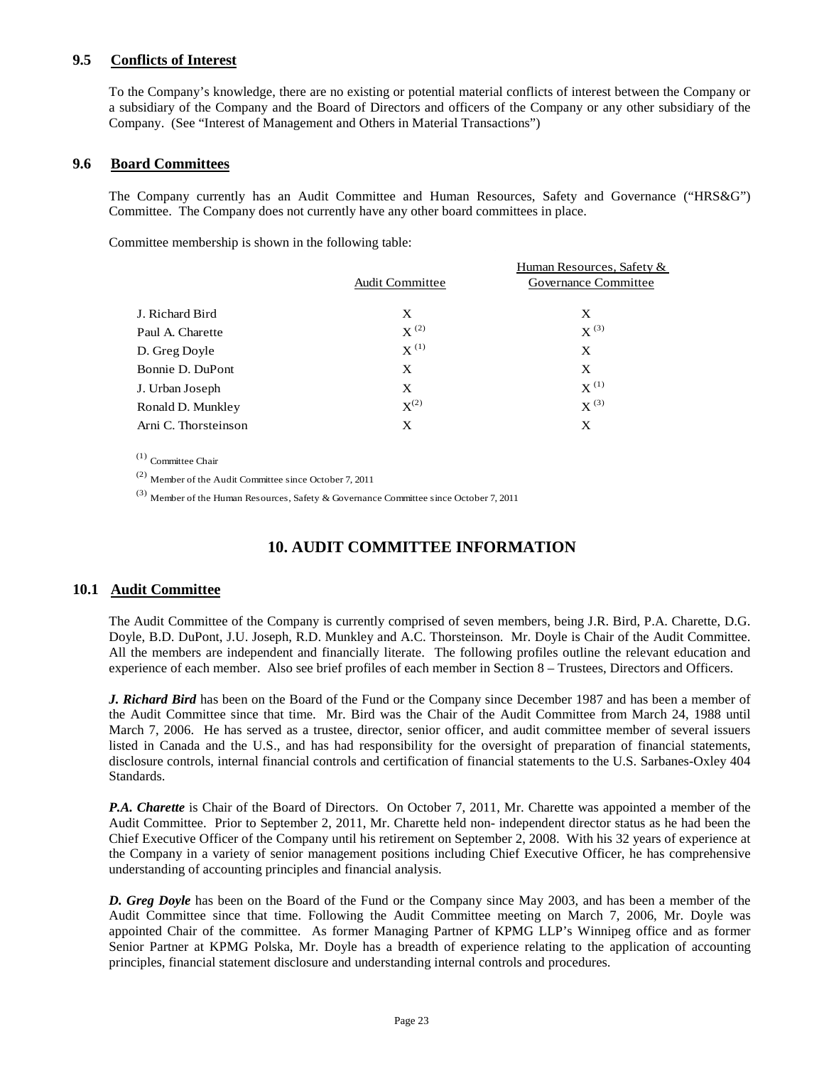## 9.5 Conflicts of Interest

To the Company's knowledge, there are no existing or potential material conflicts of interest between the Company or a subsidiary of the Company and the Board of Directors and officers of the Company or any other subsidiary of the Company. (See "Interest of Management and Others in Material Transactions")

## 9.6 Board Committees

The Company currently has an Audit Committee and Human Resources, Safety and Governance ("HRS&G") Committee. The Company does not currently have any other board committees in place.

Committee membership is shown in the following table:

| | Audit Committee | Human Resources, Safety & Governance Committee |
|---|---|---|
| J. Richard Bird | X | X |
| Paul A. Charette | X (2) | X (3) |
| D. Greg Doyle | X (1) | X |
| Bonnie D. DuPont | X | X |
| J. Urban Joseph | X | X (1) |
| Ronald D. Munkley | X (2) | X (3) |
| Arni C. Thorsteinson | X | X |

(1) Committee Chair

(2) Member of the Audit Committee since October 7, 2011

(3) Member of the Human Resources, Safety & Governance Committee since October 7, 2011

# 10. AUDIT COMMITTEE INFORMATION

## 10.1 Audit Committee

The Audit Committee of the Company is currently comprised of seven members, being J.R. Bird, P.A. Charette, D.G. Doyle, B.D. DuPont, J.U. Joseph, R.D. Munkley and A.C. Thorsteinson. Mr. Doyle is Chair of the Audit Committee. All the members are independent and financially literate. The following profiles outline the relevant education and experience of each member. Also see brief profiles of each member in Section 8 – Trustees, Directors and Officers.

***J. Richard Bird*** has been on the Board of the Fund or the Company since December 1987 and has been a member of the Audit Committee since that time. Mr. Bird was the Chair of the Audit Committee from March 24, 1988 until March 7, 2006. He has served as a trustee, director, senior officer, and audit committee member of several issuers listed in Canada and the U.S., and has had responsibility for the oversight of preparation of financial statements, disclosure controls, internal financial controls and certification of financial statements to the U.S. Sarbanes-Oxley 404 Standards.

***P.A. Charette*** is Chair of the Board of Directors. On October 7, 2011, Mr. Charette was appointed a member of the Audit Committee. Prior to September 2, 2011, Mr. Charette held non- independent director status as he had been the Chief Executive Officer of the Company until his retirement on September 2, 2008. With his 32 years of experience at the Company in a variety of senior management positions including Chief Executive Officer, he has comprehensive understanding of accounting principles and financial analysis.

***D. Greg Doyle*** has been on the Board of the Fund or the Company since May 2003, and has been a member of the Audit Committee since that time. Following the Audit Committee meeting on March 7, 2006, Mr. Doyle was appointed Chair of the committee. As former Managing Partner of KPMG LLP's Winnipeg office and as former Senior Partner at KPMG Polska, Mr. Doyle has a breadth of experience relating to the application of accounting principles, financial statement disclosure and understanding internal controls and procedures.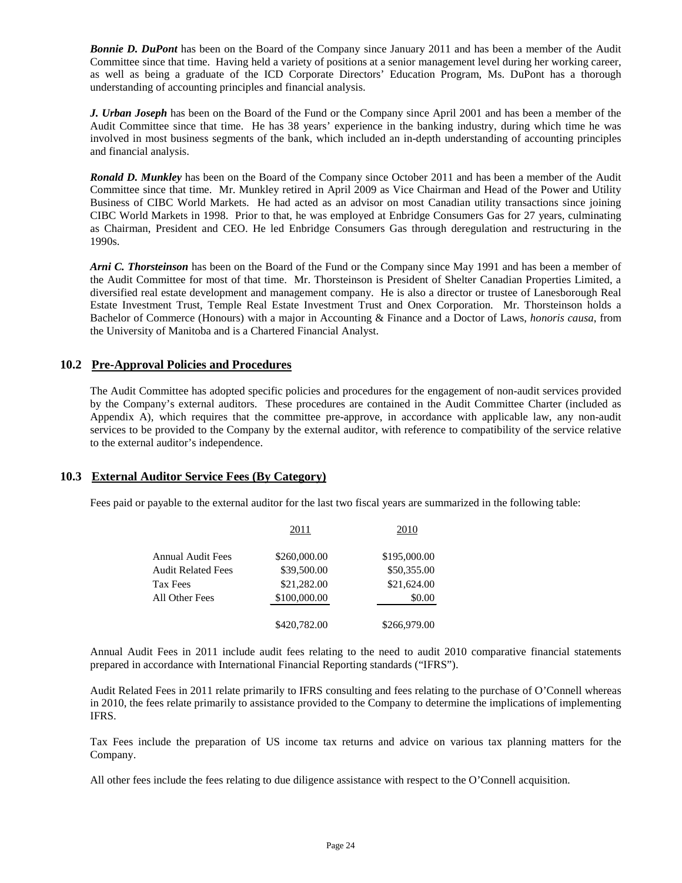***Bonnie D. DuPont*** has been on the Board of the Company since January 2011 and has been a member of the Audit Committee since that time. Having held a variety of positions at a senior management level during her working career, as well as being a graduate of the ICD Corporate Directors' Education Program, Ms. DuPont has a thorough understanding of accounting principles and financial analysis.

***J. Urban Joseph*** has been on the Board of the Fund or the Company since April 2001 and has been a member of the Audit Committee since that time. He has 38 years' experience in the banking industry, during which time he was involved in most business segments of the bank, which included an in-depth understanding of accounting principles and financial analysis.

***Ronald D. Munkley*** has been on the Board of the Company since October 2011 and has been a member of the Audit Committee since that time. Mr. Munkley retired in April 2009 as Vice Chairman and Head of the Power and Utility Business of CIBC World Markets. He had acted as an advisor on most Canadian utility transactions since joining CIBC World Markets in 1998. Prior to that, he was employed at Enbridge Consumers Gas for 27 years, culminating as Chairman, President and CEO. He led Enbridge Consumers Gas through deregulation and restructuring in the 1990s.

***Arni C. Thorsteinson*** has been on the Board of the Fund or the Company since May 1991 and has been a member of the Audit Committee for most of that time. Mr. Thorsteinson is President of Shelter Canadian Properties Limited, a diversified real estate development and management company. He is also a director or trustee of Lanesborough Real Estate Investment Trust, Temple Real Estate Investment Trust and Onex Corporation. Mr. Thorsteinson holds a Bachelor of Commerce (Honours) with a major in Accounting & Finance and a Doctor of Laws, *honoris causa*, from the University of Manitoba and is a Chartered Financial Analyst.

## 10.2 Pre-Approval Policies and Procedures

The Audit Committee has adopted specific policies and procedures for the engagement of non-audit services provided by the Company's external auditors. These procedures are contained in the Audit Committee Charter (included as Appendix A), which requires that the committee pre-approve, in accordance with applicable law, any non-audit services to be provided to the Company by the external auditor, with reference to compatibility of the service relative to the external auditor's independence.

## 10.3 External Auditor Service Fees (By Category)

Fees paid or payable to the external auditor for the last two fiscal years are summarized in the following table:

| | 2011 | 2010 |
|---|---|---|
| Annual Audit Fees | \$260,000.00 | \$195,000.00 |
| Audit Related Fees | \$39,500.00 | \$50,355.00 |
| Tax Fees | \$21,282.00 | \$21,624.00 |
| All Other Fees | \$100,000.00 | \$0.00 |
| | \$420,782.00 | \$266,979.00 |

Annual Audit Fees in 2011 include audit fees relating to the need to audit 2010 comparative financial statements prepared in accordance with International Financial Reporting standards ("IFRS").

Audit Related Fees in 2011 relate primarily to IFRS consulting and fees relating to the purchase of O'Connell whereas in 2010, the fees relate primarily to assistance provided to the Company to determine the implications of implementing IFRS.

Tax Fees include the preparation of US income tax returns and advice on various tax planning matters for the Company.

All other fees include the fees relating to due diligence assistance with respect to the O'Connell acquisition.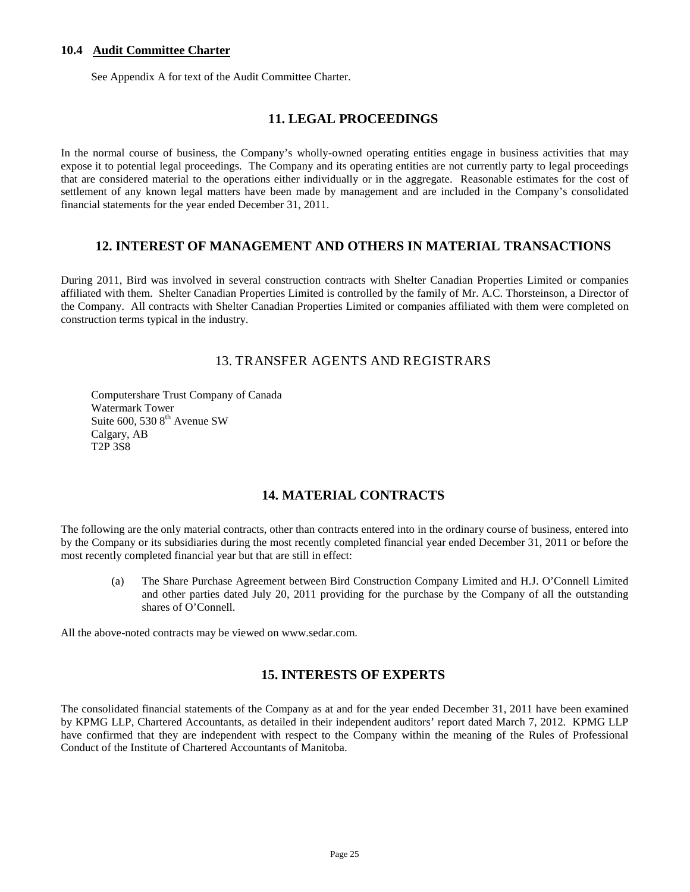### 10.4 Audit Committee Charter

See Appendix A for text of the Audit Committee Charter.

## 11. LEGAL PROCEEDINGS

In the normal course of business, the Company's wholly-owned operating entities engage in business activities that may expose it to potential legal proceedings. The Company and its operating entities are not currently party to legal proceedings that are considered material to the operations either individually or in the aggregate. Reasonable estimates for the cost of settlement of any known legal matters have been made by management and are included in the Company's consolidated financial statements for the year ended December 31, 2011.

## 12. INTEREST OF MANAGEMENT AND OTHERS IN MATERIAL TRANSACTIONS

During 2011, Bird was involved in several construction contracts with Shelter Canadian Properties Limited or companies affiliated with them. Shelter Canadian Properties Limited is controlled by the family of Mr. A.C. Thorsteinson, a Director of the Company. All contracts with Shelter Canadian Properties Limited or companies affiliated with them were completed on construction terms typical in the industry.

## 13. TRANSFER AGENTS AND REGISTRARS

Computershare Trust Company of Canada
Watermark Tower
Suite 600, 530 8th Avenue SW
Calgary, AB
T2P 3S8

## 14. MATERIAL CONTRACTS

The following are the only material contracts, other than contracts entered into in the ordinary course of business, entered into by the Company or its subsidiaries during the most recently completed financial year ended December 31, 2011 or before the most recently completed financial year but that are still in effect:

(a) The Share Purchase Agreement between Bird Construction Company Limited and H.J. O'Connell Limited and other parties dated July 20, 2011 providing for the purchase by the Company of all the outstanding shares of O'Connell.

All the above-noted contracts may be viewed on www.sedar.com.

## 15. INTERESTS OF EXPERTS

The consolidated financial statements of the Company as at and for the year ended December 31, 2011 have been examined by KPMG LLP, Chartered Accountants, as detailed in their independent auditors' report dated March 7, 2012. KPMG LLP have confirmed that they are independent with respect to the Company within the meaning of the Rules of Professional Conduct of the Institute of Chartered Accountants of Manitoba.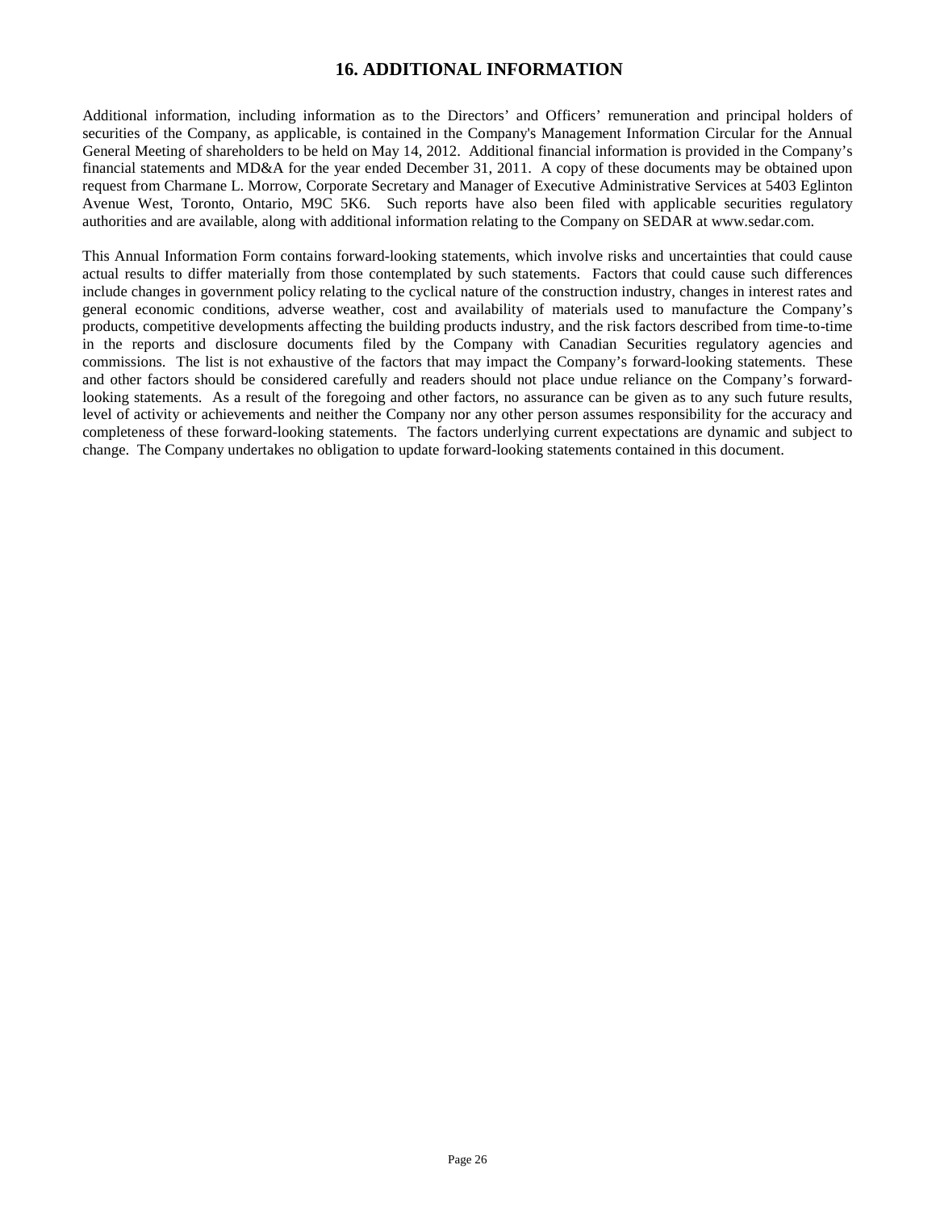## 16. ADDITIONAL INFORMATION

Additional information, including information as to the Directors' and Officers' remuneration and principal holders of securities of the Company, as applicable, is contained in the Company's Management Information Circular for the Annual General Meeting of shareholders to be held on May 14, 2012. Additional financial information is provided in the Company's financial statements and MD&A for the year ended December 31, 2011. A copy of these documents may be obtained upon request from Charmane L. Morrow, Corporate Secretary and Manager of Executive Administrative Services at 5403 Eglinton Avenue West, Toronto, Ontario, M9C 5K6. Such reports have also been filed with applicable securities regulatory authorities and are available, along with additional information relating to the Company on SEDAR at www.sedar.com.

This Annual Information Form contains forward-looking statements, which involve risks and uncertainties that could cause actual results to differ materially from those contemplated by such statements. Factors that could cause such differences include changes in government policy relating to the cyclical nature of the construction industry, changes in interest rates and general economic conditions, adverse weather, cost and availability of materials used to manufacture the Company's products, competitive developments affecting the building products industry, and the risk factors described from time-to-time in the reports and disclosure documents filed by the Company with Canadian Securities regulatory agencies and commissions. The list is not exhaustive of the factors that may impact the Company's forward-looking statements. These and other factors should be considered carefully and readers should not place undue reliance on the Company's forward-looking statements. As a result of the foregoing and other factors, no assurance can be given as to any such future results, level of activity or achievements and neither the Company nor any other person assumes responsibility for the accuracy and completeness of these forward-looking statements. The factors underlying current expectations are dynamic and subject to change. The Company undertakes no obligation to update forward-looking statements contained in this document.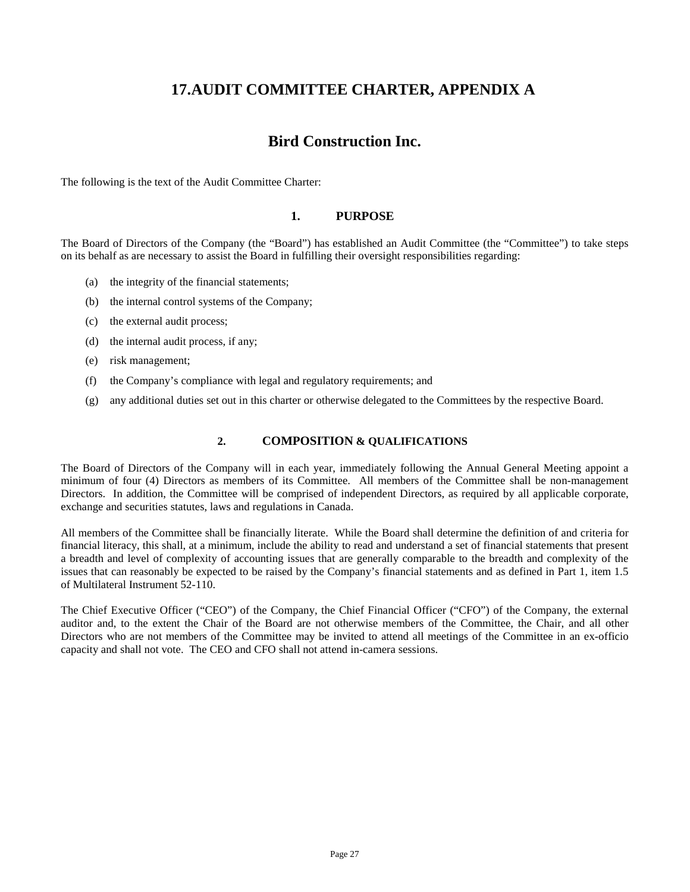# 17.AUDIT COMMITTEE CHARTER, APPENDIX A

## Bird Construction Inc.

The following is the text of the Audit Committee Charter:

### 1. PURPOSE

The Board of Directors of the Company (the "Board") has established an Audit Committee (the "Committee") to take steps on its behalf as are necessary to assist the Board in fulfilling their oversight responsibilities regarding:

(a) the integrity of the financial statements;

(b) the internal control systems of the Company;

(c) the external audit process;

(d) the internal audit process, if any;

(e) risk management;

(f) the Company's compliance with legal and regulatory requirements; and

(g) any additional duties set out in this charter or otherwise delegated to the Committees by the respective Board.

### 2. COMPOSITION & QUALIFICATIONS

The Board of Directors of the Company will in each year, immediately following the Annual General Meeting appoint a minimum of four (4) Directors as members of its Committee. All members of the Committee shall be non-management Directors. In addition, the Committee will be comprised of independent Directors, as required by all applicable corporate, exchange and securities statutes, laws and regulations in Canada.

All members of the Committee shall be financially literate. While the Board shall determine the definition of and criteria for financial literacy, this shall, at a minimum, include the ability to read and understand a set of financial statements that present a breadth and level of complexity of accounting issues that are generally comparable to the breadth and complexity of the issues that can reasonably be expected to be raised by the Company's financial statements and as defined in Part 1, item 1.5 of Multilateral Instrument 52-110.

The Chief Executive Officer ("CEO") of the Company, the Chief Financial Officer ("CFO") of the Company, the external auditor and, to the extent the Chair of the Board are not otherwise members of the Committee, the Chair, and all other Directors who are not members of the Committee may be invited to attend all meetings of the Committee in an ex-officio capacity and shall not vote. The CEO and CFO shall not attend in-camera sessions.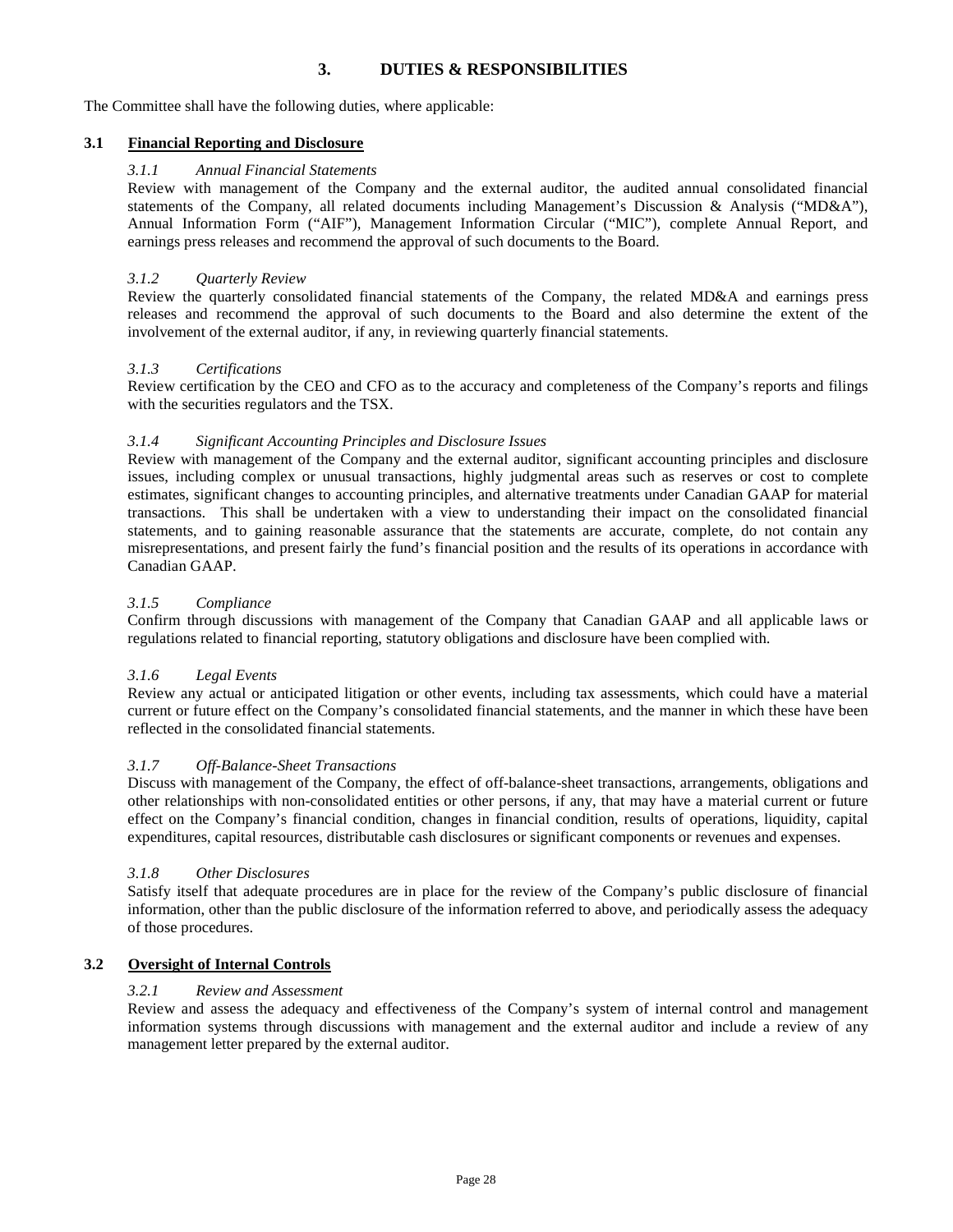## 3. DUTIES & RESPONSIBILITIES

The Committee shall have the following duties, where applicable:

### 3.1 Financial Reporting and Disclosure

*3.1.1 Annual Financial Statements*

Review with management of the Company and the external auditor, the audited annual consolidated financial statements of the Company, all related documents including Management's Discussion & Analysis ("MD&A"), Annual Information Form ("AIF"), Management Information Circular ("MIC"), complete Annual Report, and earnings press releases and recommend the approval of such documents to the Board.

*3.1.2 Quarterly Review*

Review the quarterly consolidated financial statements of the Company, the related MD&A and earnings press releases and recommend the approval of such documents to the Board and also determine the extent of the involvement of the external auditor, if any, in reviewing quarterly financial statements.

*3.1.3 Certifications*

Review certification by the CEO and CFO as to the accuracy and completeness of the Company's reports and filings with the securities regulators and the TSX.

*3.1.4 Significant Accounting Principles and Disclosure Issues*

Review with management of the Company and the external auditor, significant accounting principles and disclosure issues, including complex or unusual transactions, highly judgmental areas such as reserves or cost to complete estimates, significant changes to accounting principles, and alternative treatments under Canadian GAAP for material transactions. This shall be undertaken with a view to understanding their impact on the consolidated financial statements, and to gaining reasonable assurance that the statements are accurate, complete, do not contain any misrepresentations, and present fairly the fund's financial position and the results of its operations in accordance with Canadian GAAP.

*3.1.5 Compliance*

Confirm through discussions with management of the Company that Canadian GAAP and all applicable laws or regulations related to financial reporting, statutory obligations and disclosure have been complied with.

*3.1.6 Legal Events*

Review any actual or anticipated litigation or other events, including tax assessments, which could have a material current or future effect on the Company's consolidated financial statements, and the manner in which these have been reflected in the consolidated financial statements.

*3.1.7 Off-Balance-Sheet Transactions*

Discuss with management of the Company, the effect of off-balance-sheet transactions, arrangements, obligations and other relationships with non-consolidated entities or other persons, if any, that may have a material current or future effect on the Company's financial condition, changes in financial condition, results of operations, liquidity, capital expenditures, capital resources, distributable cash disclosures or significant components or revenues and expenses.

*3.1.8 Other Disclosures*

Satisfy itself that adequate procedures are in place for the review of the Company's public disclosure of financial information, other than the public disclosure of the information referred to above, and periodically assess the adequacy of those procedures.

### 3.2 Oversight of Internal Controls

*3.2.1 Review and Assessment*

Review and assess the adequacy and effectiveness of the Company's system of internal control and management information systems through discussions with management and the external auditor and include a review of any management letter prepared by the external auditor.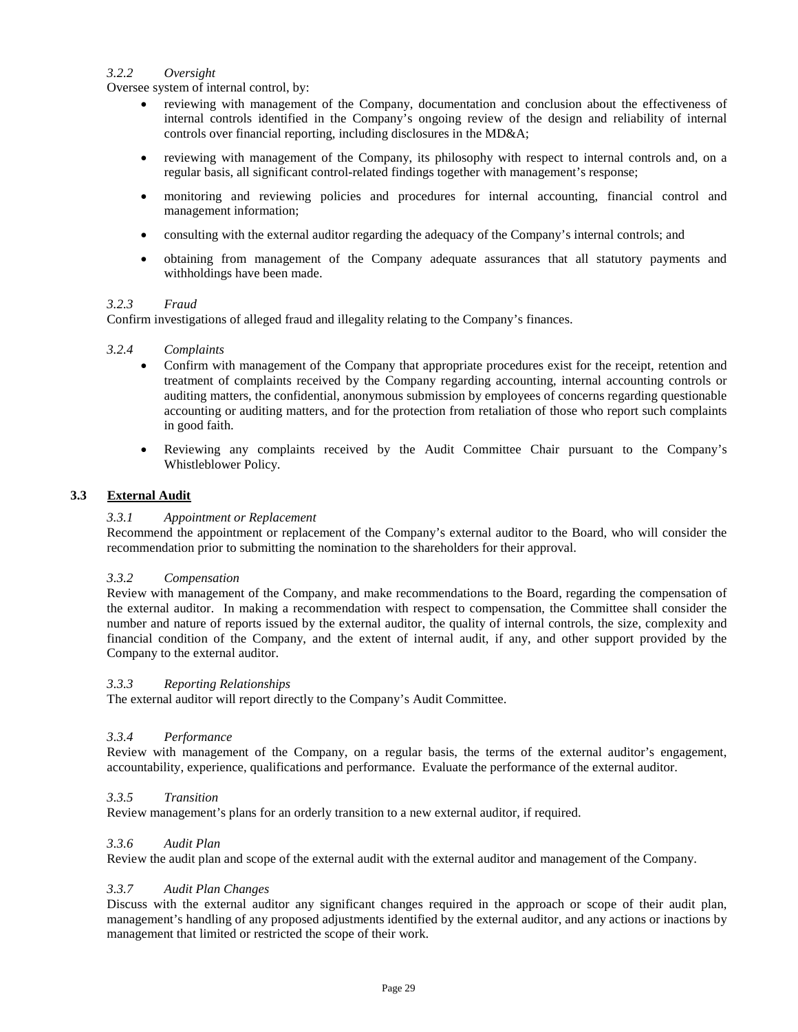*3.2.2 Oversight*

Oversee system of internal control, by:

- reviewing with management of the Company, documentation and conclusion about the effectiveness of internal controls identified in the Company's ongoing review of the design and reliability of internal controls over financial reporting, including disclosures in the MD&A;
- reviewing with management of the Company, its philosophy with respect to internal controls and, on a regular basis, all significant control-related findings together with management's response;
- monitoring and reviewing policies and procedures for internal accounting, financial control and management information;
- consulting with the external auditor regarding the adequacy of the Company's internal controls; and
- obtaining from management of the Company adequate assurances that all statutory payments and withholdings have been made.

*3.2.3 Fraud*

Confirm investigations of alleged fraud and illegality relating to the Company's finances.

*3.2.4 Complaints*

- Confirm with management of the Company that appropriate procedures exist for the receipt, retention and treatment of complaints received by the Company regarding accounting, internal accounting controls or auditing matters, the confidential, anonymous submission by employees of concerns regarding questionable accounting or auditing matters, and for the protection from retaliation of those who report such complaints in good faith.
- Reviewing any complaints received by the Audit Committee Chair pursuant to the Company's Whistleblower Policy.

### 3.3 <u>External Audit</u>

*3.3.1 Appointment or Replacement*

Recommend the appointment or replacement of the Company's external auditor to the Board, who will consider the recommendation prior to submitting the nomination to the shareholders for their approval.

*3.3.2 Compensation*

Review with management of the Company, and make recommendations to the Board, regarding the compensation of the external auditor. In making a recommendation with respect to compensation, the Committee shall consider the number and nature of reports issued by the external auditor, the quality of internal controls, the size, complexity and financial condition of the Company, and the extent of internal audit, if any, and other support provided by the Company to the external auditor.

*3.3.3 Reporting Relationships*

The external auditor will report directly to the Company's Audit Committee.

*3.3.4 Performance*

Review with management of the Company, on a regular basis, the terms of the external auditor's engagement, accountability, experience, qualifications and performance. Evaluate the performance of the external auditor.

*3.3.5 Transition*

Review management's plans for an orderly transition to a new external auditor, if required.

*3.3.6 Audit Plan*

Review the audit plan and scope of the external audit with the external auditor and management of the Company.

*3.3.7 Audit Plan Changes*

Discuss with the external auditor any significant changes required in the approach or scope of their audit plan, management's handling of any proposed adjustments identified by the external auditor, and any actions or inactions by management that limited or restricted the scope of their work.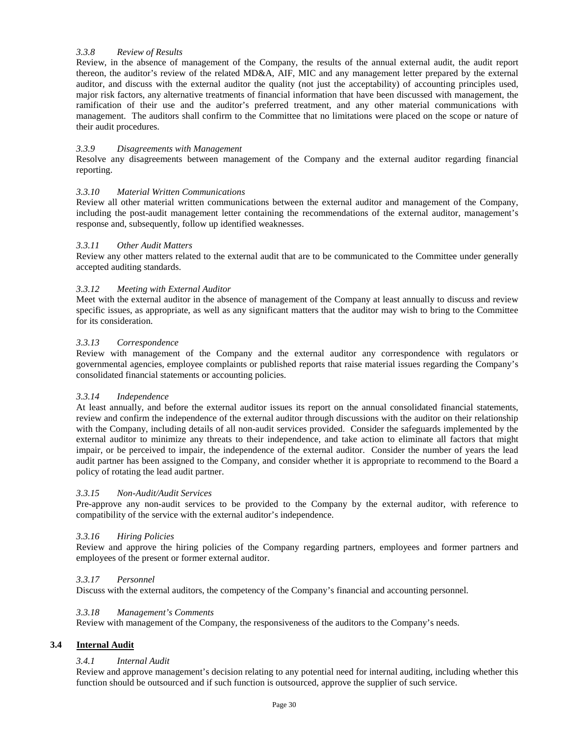*3.3.8 Review of Results*

Review, in the absence of management of the Company, the results of the annual external audit, the audit report thereon, the auditor's review of the related MD&A, AIF, MIC and any management letter prepared by the external auditor, and discuss with the external auditor the quality (not just the acceptability) of accounting principles used, major risk factors, any alternative treatments of financial information that have been discussed with management, the ramification of their use and the auditor's preferred treatment, and any other material communications with management. The auditors shall confirm to the Committee that no limitations were placed on the scope or nature of their audit procedures.

*3.3.9 Disagreements with Management*

Resolve any disagreements between management of the Company and the external auditor regarding financial reporting.

*3.3.10 Material Written Communications*

Review all other material written communications between the external auditor and management of the Company, including the post-audit management letter containing the recommendations of the external auditor, management's response and, subsequently, follow up identified weaknesses.

*3.3.11 Other Audit Matters*

Review any other matters related to the external audit that are to be communicated to the Committee under generally accepted auditing standards.

*3.3.12 Meeting with External Auditor*

Meet with the external auditor in the absence of management of the Company at least annually to discuss and review specific issues, as appropriate, as well as any significant matters that the auditor may wish to bring to the Committee for its consideration.

*3.3.13 Correspondence*

Review with management of the Company and the external auditor any correspondence with regulators or governmental agencies, employee complaints or published reports that raise material issues regarding the Company's consolidated financial statements or accounting policies.

*3.3.14 Independence*

At least annually, and before the external auditor issues its report on the annual consolidated financial statements, review and confirm the independence of the external auditor through discussions with the auditor on their relationship with the Company, including details of all non-audit services provided. Consider the safeguards implemented by the external auditor to minimize any threats to their independence, and take action to eliminate all factors that might impair, or be perceived to impair, the independence of the external auditor. Consider the number of years the lead audit partner has been assigned to the Company, and consider whether it is appropriate to recommend to the Board a policy of rotating the lead audit partner.

*3.3.15 Non-Audit/Audit Services*

Pre-approve any non-audit services to be provided to the Company by the external auditor, with reference to compatibility of the service with the external auditor's independence.

*3.3.16 Hiring Policies*

Review and approve the hiring policies of the Company regarding partners, employees and former partners and employees of the present or former external auditor.

*3.3.17 Personnel*

Discuss with the external auditors, the competency of the Company's financial and accounting personnel.

*3.3.18 Management's Comments*

Review with management of the Company, the responsiveness of the auditors to the Company's needs.

## 3.4 Internal Audit

*3.4.1 Internal Audit*

Review and approve management's decision relating to any potential need for internal auditing, including whether this function should be outsourced and if such function is outsourced, approve the supplier of such service.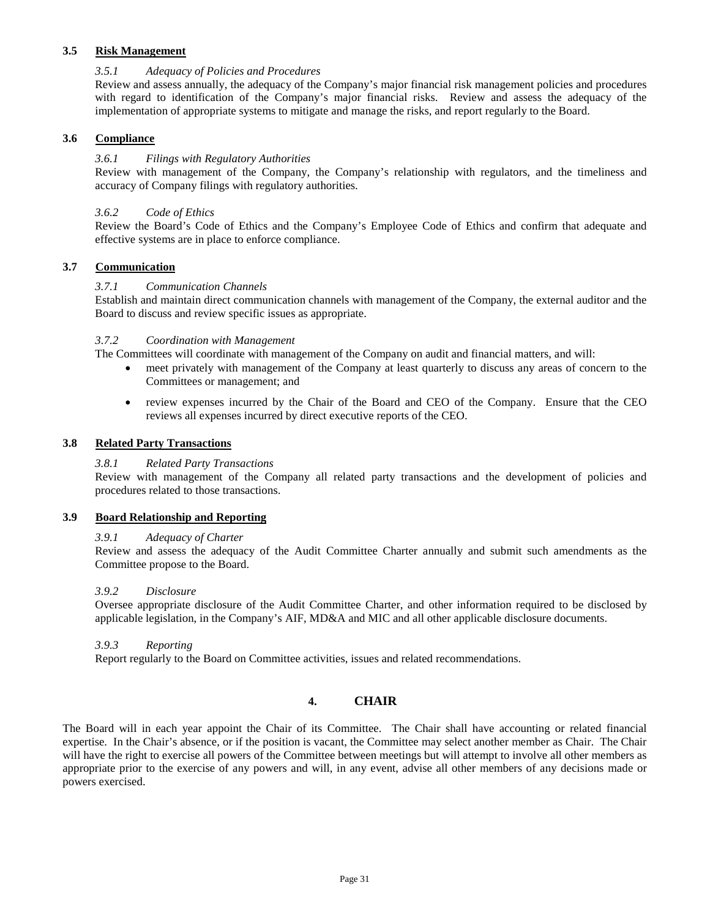### 3.5 Risk Management

*3.5.1 Adequacy of Policies and Procedures*

Review and assess annually, the adequacy of the Company's major financial risk management policies and procedures with regard to identification of the Company's major financial risks. Review and assess the adequacy of the implementation of appropriate systems to mitigate and manage the risks, and report regularly to the Board.

### 3.6 Compliance

*3.6.1 Filings with Regulatory Authorities*

Review with management of the Company, the Company's relationship with regulators, and the timeliness and accuracy of Company filings with regulatory authorities.

*3.6.2 Code of Ethics*

Review the Board's Code of Ethics and the Company's Employee Code of Ethics and confirm that adequate and effective systems are in place to enforce compliance.

### 3.7 Communication

*3.7.1 Communication Channels*

Establish and maintain direct communication channels with management of the Company, the external auditor and the Board to discuss and review specific issues as appropriate.

*3.7.2 Coordination with Management*

The Committees will coordinate with management of the Company on audit and financial matters, and will:

- meet privately with management of the Company at least quarterly to discuss any areas of concern to the Committees or management; and
- review expenses incurred by the Chair of the Board and CEO of the Company. Ensure that the CEO reviews all expenses incurred by direct executive reports of the CEO.

### 3.8 Related Party Transactions

*3.8.1 Related Party Transactions*

Review with management of the Company all related party transactions and the development of policies and procedures related to those transactions.

### 3.9 Board Relationship and Reporting

*3.9.1 Adequacy of Charter*

Review and assess the adequacy of the Audit Committee Charter annually and submit such amendments as the Committee propose to the Board.

*3.9.2 Disclosure*

Oversee appropriate disclosure of the Audit Committee Charter, and other information required to be disclosed by applicable legislation, in the Company's AIF, MD&A and MIC and all other applicable disclosure documents.

*3.9.3 Reporting*

Report regularly to the Board on Committee activities, issues and related recommendations.

## 4. CHAIR

The Board will in each year appoint the Chair of its Committee. The Chair shall have accounting or related financial expertise. In the Chair's absence, or if the position is vacant, the Committee may select another member as Chair. The Chair will have the right to exercise all powers of the Committee between meetings but will attempt to involve all other members as appropriate prior to the exercise of any powers and will, in any event, advise all other members of any decisions made or powers exercised.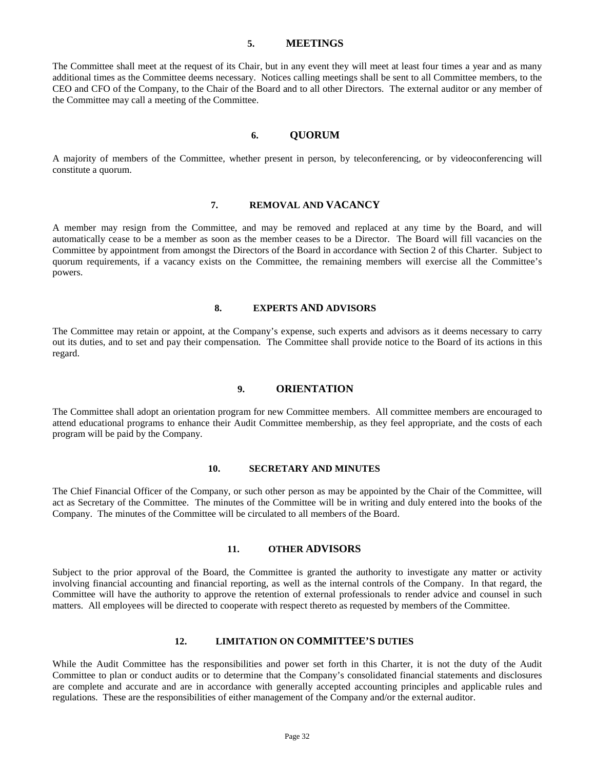## 5. MEETINGS

The Committee shall meet at the request of its Chair, but in any event they will meet at least four times a year and as many additional times as the Committee deems necessary. Notices calling meetings shall be sent to all Committee members, to the CEO and CFO of the Company, to the Chair of the Board and to all other Directors. The external auditor or any member of the Committee may call a meeting of the Committee.

## 6. QUORUM

A majority of members of the Committee, whether present in person, by teleconferencing, or by videoconferencing will constitute a quorum.

## 7. REMOVAL AND VACANCY

A member may resign from the Committee, and may be removed and replaced at any time by the Board, and will automatically cease to be a member as soon as the member ceases to be a Director. The Board will fill vacancies on the Committee by appointment from amongst the Directors of the Board in accordance with Section 2 of this Charter. Subject to quorum requirements, if a vacancy exists on the Committee, the remaining members will exercise all the Committee's powers.

## 8. EXPERTS AND ADVISORS

The Committee may retain or appoint, at the Company's expense, such experts and advisors as it deems necessary to carry out its duties, and to set and pay their compensation. The Committee shall provide notice to the Board of its actions in this regard.

## 9. ORIENTATION

The Committee shall adopt an orientation program for new Committee members. All committee members are encouraged to attend educational programs to enhance their Audit Committee membership, as they feel appropriate, and the costs of each program will be paid by the Company.

## 10. SECRETARY AND MINUTES

The Chief Financial Officer of the Company, or such other person as may be appointed by the Chair of the Committee, will act as Secretary of the Committee. The minutes of the Committee will be in writing and duly entered into the books of the Company. The minutes of the Committee will be circulated to all members of the Board.

## 11. OTHER ADVISORS

Subject to the prior approval of the Board, the Committee is granted the authority to investigate any matter or activity involving financial accounting and financial reporting, as well as the internal controls of the Company. In that regard, the Committee will have the authority to approve the retention of external professionals to render advice and counsel in such matters. All employees will be directed to cooperate with respect thereto as requested by members of the Committee.

## 12. LIMITATION ON COMMITTEE'S DUTIES

While the Audit Committee has the responsibilities and power set forth in this Charter, it is not the duty of the Audit Committee to plan or conduct audits or to determine that the Company's consolidated financial statements and disclosures are complete and accurate and are in accordance with generally accepted accounting principles and applicable rules and regulations. These are the responsibilities of either management of the Company and/or the external auditor.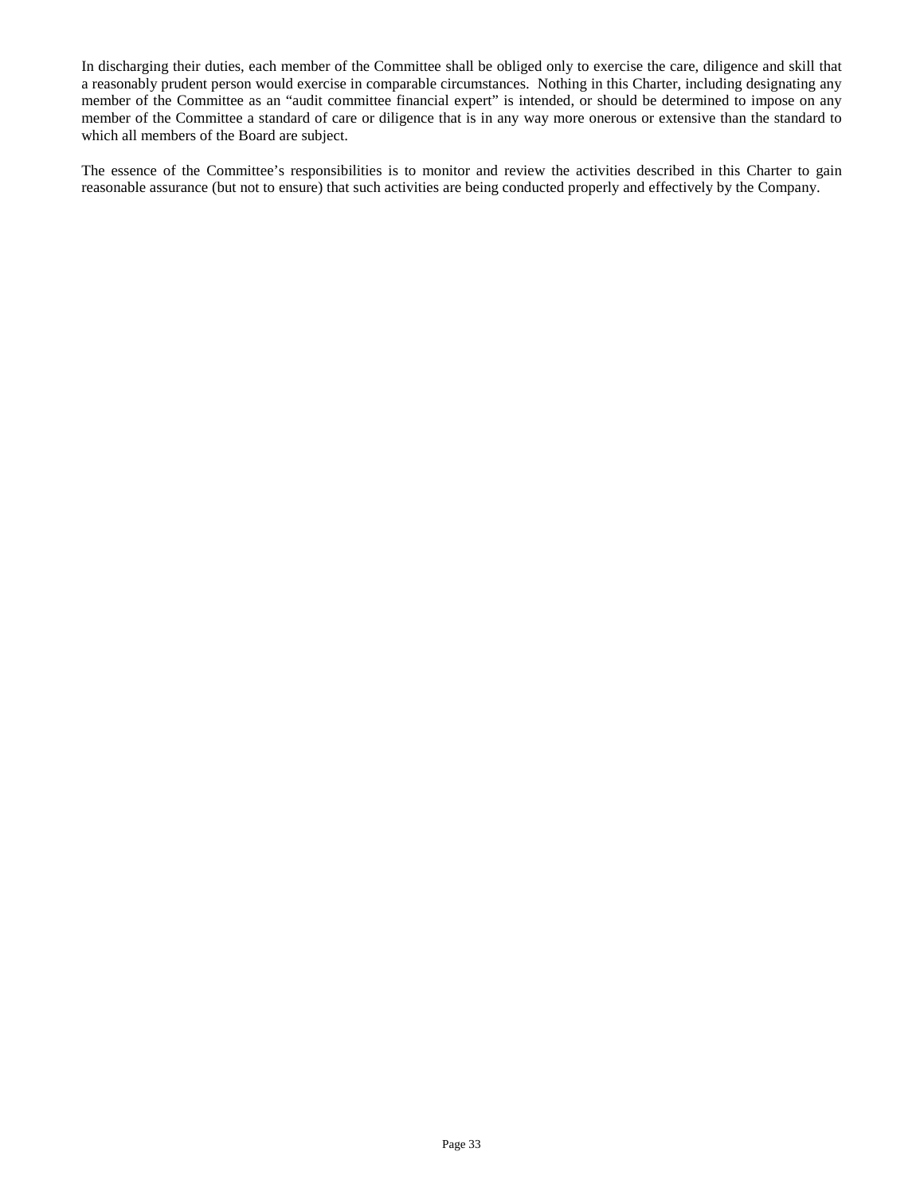In discharging their duties, each member of the Committee shall be obliged only to exercise the care, diligence and skill that a reasonably prudent person would exercise in comparable circumstances. Nothing in this Charter, including designating any member of the Committee as an “audit committee financial expert” is intended, or should be determined to impose on any member of the Committee a standard of care or diligence that is in any way more onerous or extensive than the standard to which all members of the Board are subject.

The essence of the Committee’s responsibilities is to monitor and review the activities described in this Charter to gain reasonable assurance (but not to ensure) that such activities are being conducted properly and effectively by the Company.